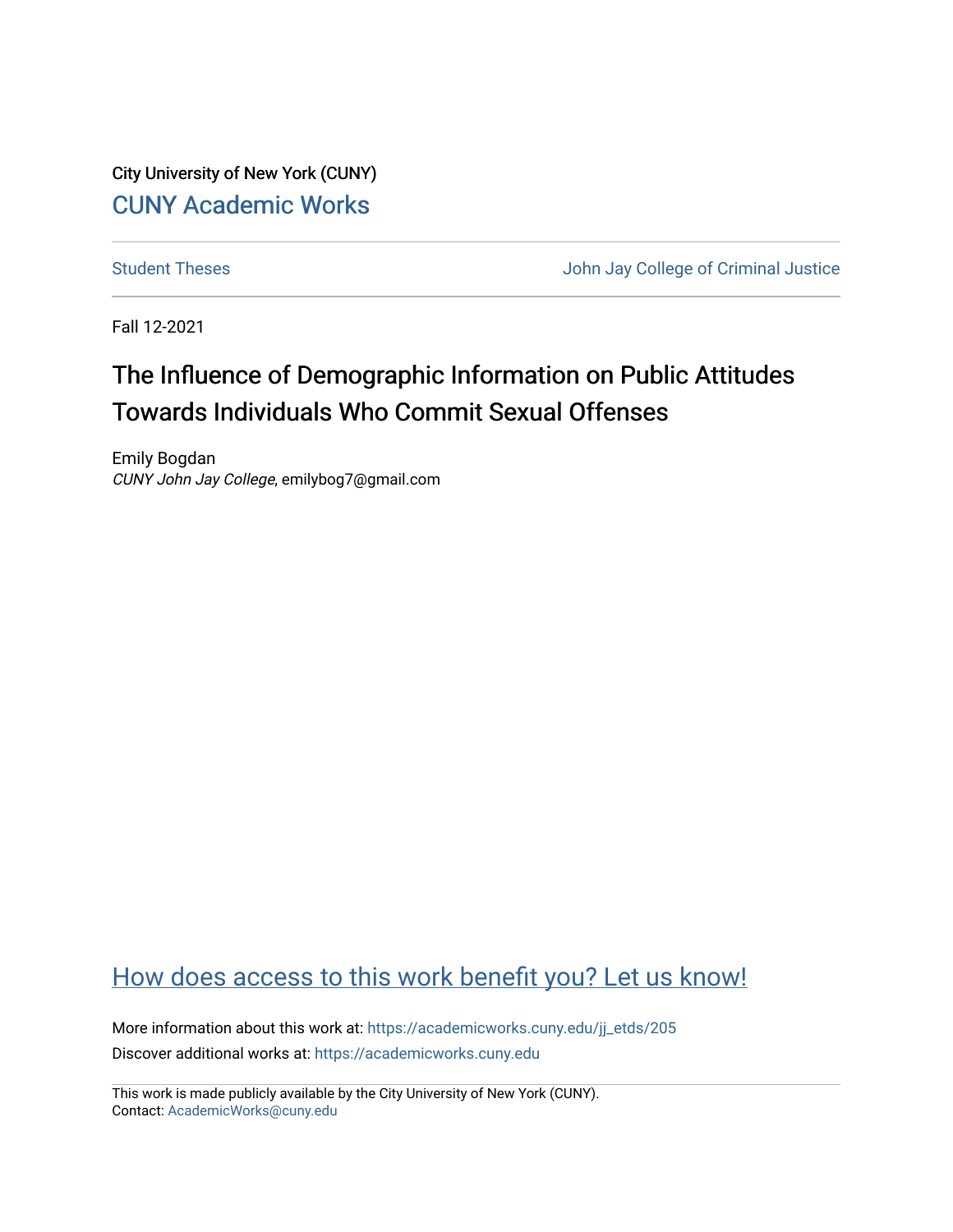City University of New York (CUNY)

[CUNY Academic Works](https://academicworks.cuny.edu)

Student Theses | John Jay College of Criminal Justice

Fall 12-2021

# The Influence of Demographic Information on Public Attitudes Towards Individuals Who Commit Sexual Offenses

Emily Bogdan
*CUNY John Jay College*, emilybog7@gmail.com

How does access to this work benefit you? Let us know!

More information about this work at: https://academicworks.cuny.edu/jj_etds/205
Discover additional works at: https://academicworks.cuny.edu

This work is made publicly available by the City University of New York (CUNY).
Contact: AcademicWorks@cuny.edu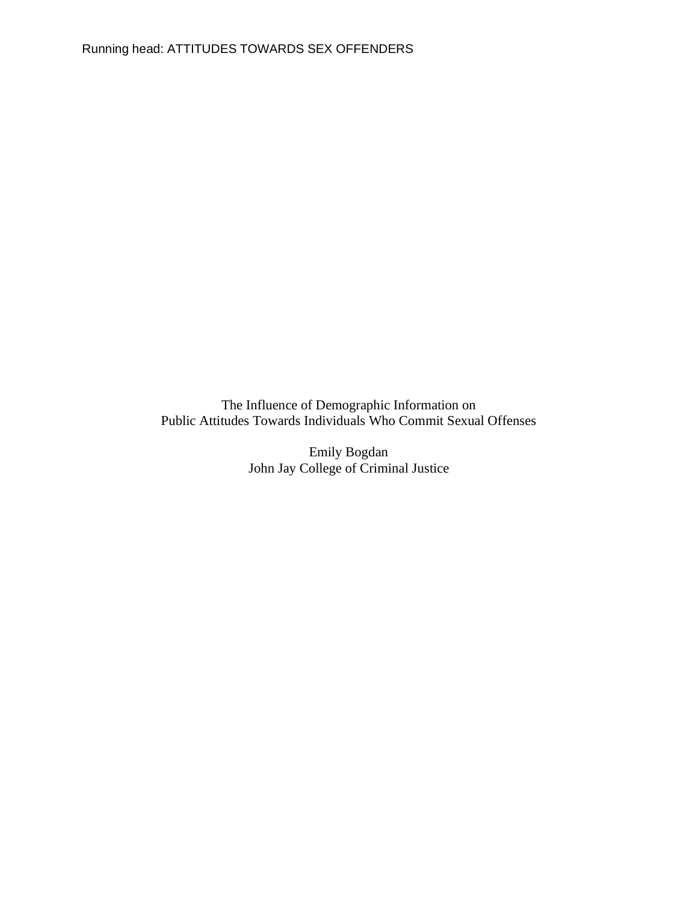The Influence of Demographic Information on
Public Attitudes Towards Individuals Who Commit Sexual Offenses

Emily Bogdan
John Jay College of Criminal Justice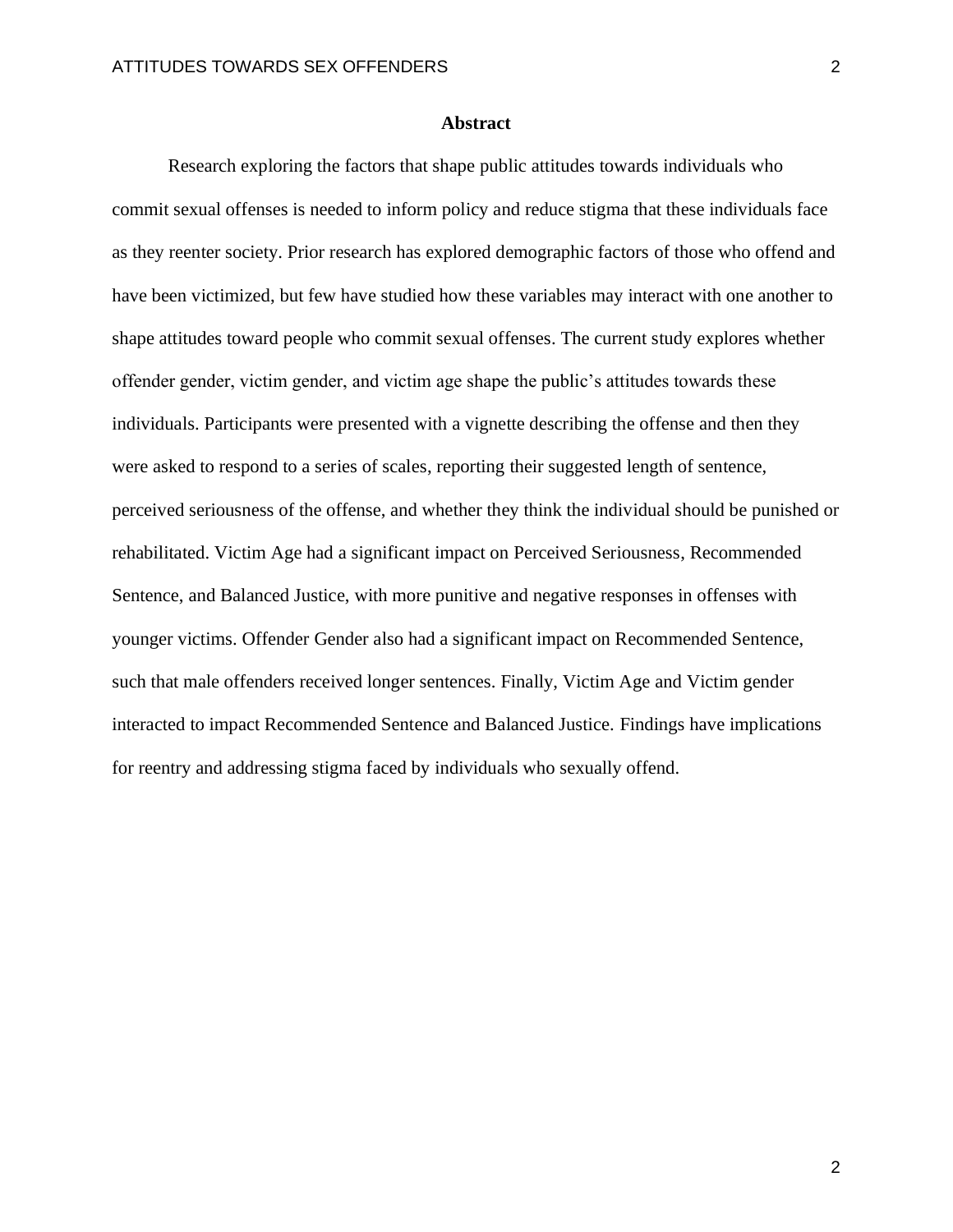# Abstract

Research exploring the factors that shape public attitudes towards individuals who commit sexual offenses is needed to inform policy and reduce stigma that these individuals face as they reenter society. Prior research has explored demographic factors of those who offend and have been victimized, but few have studied how these variables may interact with one another to shape attitudes toward people who commit sexual offenses. The current study explores whether offender gender, victim gender, and victim age shape the public's attitudes towards these individuals. Participants were presented with a vignette describing the offense and then they were asked to respond to a series of scales, reporting their suggested length of sentence, perceived seriousness of the offense, and whether they think the individual should be punished or rehabilitated. Victim Age had a significant impact on Perceived Seriousness, Recommended Sentence, and Balanced Justice, with more punitive and negative responses in offenses with younger victims. Offender Gender also had a significant impact on Recommended Sentence, such that male offenders received longer sentences. Finally, Victim Age and Victim gender interacted to impact Recommended Sentence and Balanced Justice. Findings have implications for reentry and addressing stigma faced by individuals who sexually offend.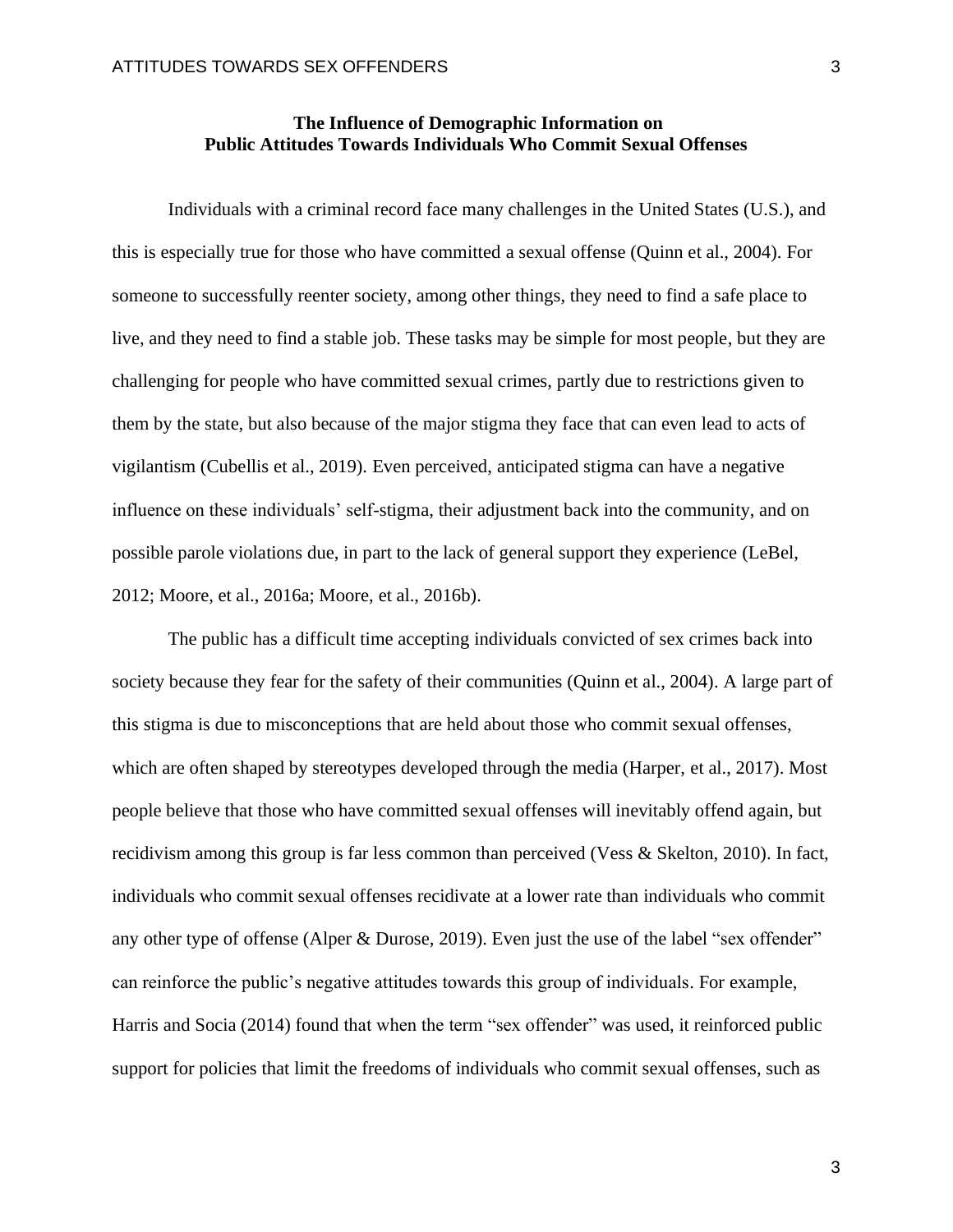**The Influence of Demographic Information on Public Attitudes Towards Individuals Who Commit Sexual Offenses**

Individuals with a criminal record face many challenges in the United States (U.S.), and this is especially true for those who have committed a sexual offense (Quinn et al., 2004). For someone to successfully reenter society, among other things, they need to find a safe place to live, and they need to find a stable job. These tasks may be simple for most people, but they are challenging for people who have committed sexual crimes, partly due to restrictions given to them by the state, but also because of the major stigma they face that can even lead to acts of vigilantism (Cubellis et al., 2019). Even perceived, anticipated stigma can have a negative influence on these individuals' self-stigma, their adjustment back into the community, and on possible parole violations due, in part to the lack of general support they experience (LeBel, 2012; Moore, et al., 2016a; Moore, et al., 2016b).

The public has a difficult time accepting individuals convicted of sex crimes back into society because they fear for the safety of their communities (Quinn et al., 2004). A large part of this stigma is due to misconceptions that are held about those who commit sexual offenses, which are often shaped by stereotypes developed through the media (Harper, et al., 2017). Most people believe that those who have committed sexual offenses will inevitably offend again, but recidivism among this group is far less common than perceived (Vess & Skelton, 2010). In fact, individuals who commit sexual offenses recidivate at a lower rate than individuals who commit any other type of offense (Alper & Durose, 2019). Even just the use of the label "sex offender" can reinforce the public's negative attitudes towards this group of individuals. For example, Harris and Socia (2014) found that when the term "sex offender" was used, it reinforced public support for policies that limit the freedoms of individuals who commit sexual offenses, such as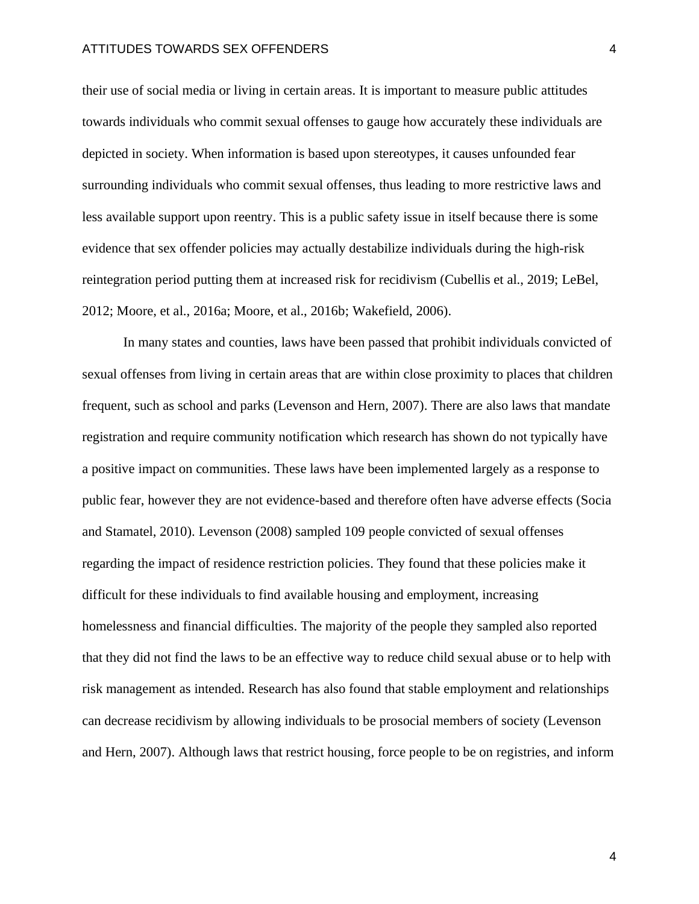their use of social media or living in certain areas. It is important to measure public attitudes towards individuals who commit sexual offenses to gauge how accurately these individuals are depicted in society. When information is based upon stereotypes, it causes unfounded fear surrounding individuals who commit sexual offenses, thus leading to more restrictive laws and less available support upon reentry. This is a public safety issue in itself because there is some evidence that sex offender policies may actually destabilize individuals during the high-risk reintegration period putting them at increased risk for recidivism (Cubellis et al., 2019; LeBel, 2012; Moore, et al., 2016a; Moore, et al., 2016b; Wakefield, 2006).

In many states and counties, laws have been passed that prohibit individuals convicted of sexual offenses from living in certain areas that are within close proximity to places that children frequent, such as school and parks (Levenson and Hern, 2007). There are also laws that mandate registration and require community notification which research has shown do not typically have a positive impact on communities. These laws have been implemented largely as a response to public fear, however they are not evidence-based and therefore often have adverse effects (Socia and Stamatel, 2010). Levenson (2008) sampled 109 people convicted of sexual offenses regarding the impact of residence restriction policies. They found that these policies make it difficult for these individuals to find available housing and employment, increasing homelessness and financial difficulties. The majority of the people they sampled also reported that they did not find the laws to be an effective way to reduce child sexual abuse or to help with risk management as intended. Research has also found that stable employment and relationships can decrease recidivism by allowing individuals to be prosocial members of society (Levenson and Hern, 2007). Although laws that restrict housing, force people to be on registries, and inform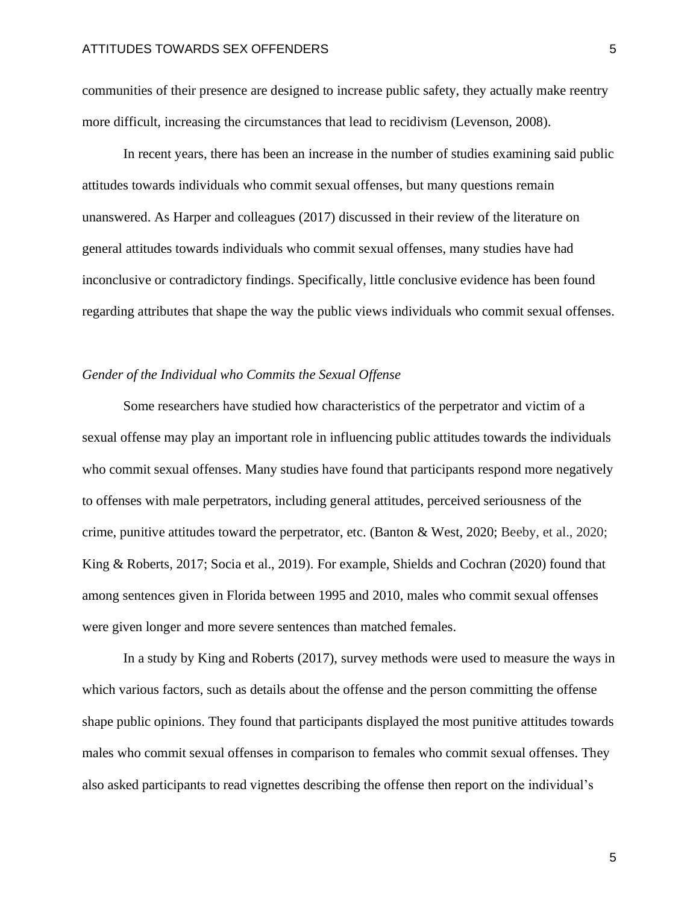communities of their presence are designed to increase public safety, they actually make reentry more difficult, increasing the circumstances that lead to recidivism (Levenson, 2008).

In recent years, there has been an increase in the number of studies examining said public attitudes towards individuals who commit sexual offenses, but many questions remain unanswered. As Harper and colleagues (2017) discussed in their review of the literature on general attitudes towards individuals who commit sexual offenses, many studies have had inconclusive or contradictory findings. Specifically, little conclusive evidence has been found regarding attributes that shape the way the public views individuals who commit sexual offenses.

### *Gender of the Individual who Commits the Sexual Offense*

Some researchers have studied how characteristics of the perpetrator and victim of a sexual offense may play an important role in influencing public attitudes towards the individuals who commit sexual offenses. Many studies have found that participants respond more negatively to offenses with male perpetrators, including general attitudes, perceived seriousness of the crime, punitive attitudes toward the perpetrator, etc. (Banton & West, 2020; Beeby, et al., 2020; King & Roberts, 2017; Socia et al., 2019). For example, Shields and Cochran (2020) found that among sentences given in Florida between 1995 and 2010, males who commit sexual offenses were given longer and more severe sentences than matched females.

In a study by King and Roberts (2017), survey methods were used to measure the ways in which various factors, such as details about the offense and the person committing the offense shape public opinions. They found that participants displayed the most punitive attitudes towards males who commit sexual offenses in comparison to females who commit sexual offenses. They also asked participants to read vignettes describing the offense then report on the individual's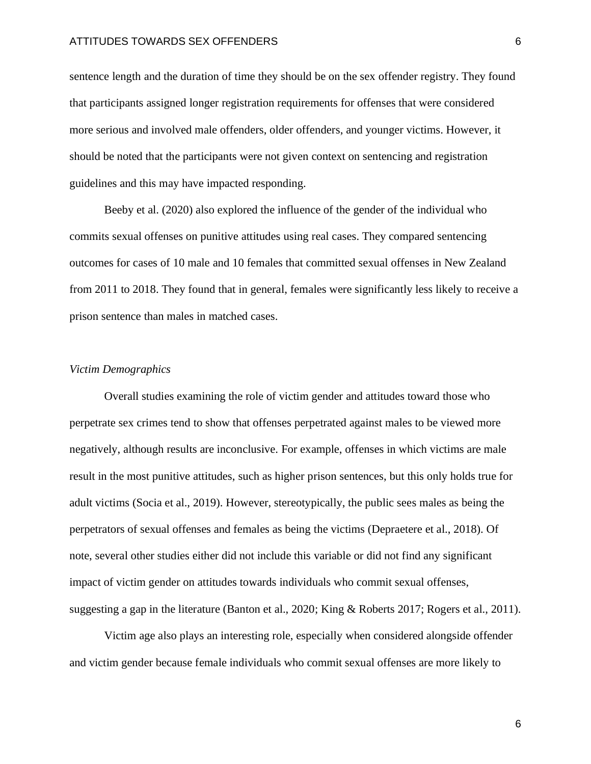sentence length and the duration of time they should be on the sex offender registry. They found that participants assigned longer registration requirements for offenses that were considered more serious and involved male offenders, older offenders, and younger victims. However, it should be noted that the participants were not given context on sentencing and registration guidelines and this may have impacted responding.

Beeby et al. (2020) also explored the influence of the gender of the individual who commits sexual offenses on punitive attitudes using real cases. They compared sentencing outcomes for cases of 10 male and 10 females that committed sexual offenses in New Zealand from 2011 to 2018. They found that in general, females were significantly less likely to receive a prison sentence than males in matched cases.

### *Victim Demographics*

Overall studies examining the role of victim gender and attitudes toward those who perpetrate sex crimes tend to show that offenses perpetrated against males to be viewed more negatively, although results are inconclusive. For example, offenses in which victims are male result in the most punitive attitudes, such as higher prison sentences, but this only holds true for adult victims (Socia et al., 2019). However, stereotypically, the public sees males as being the perpetrators of sexual offenses and females as being the victims (Depraetere et al., 2018). Of note, several other studies either did not include this variable or did not find any significant impact of victim gender on attitudes towards individuals who commit sexual offenses, suggesting a gap in the literature (Banton et al., 2020; King & Roberts 2017; Rogers et al., 2011).

Victim age also plays an interesting role, especially when considered alongside offender and victim gender because female individuals who commit sexual offenses are more likely to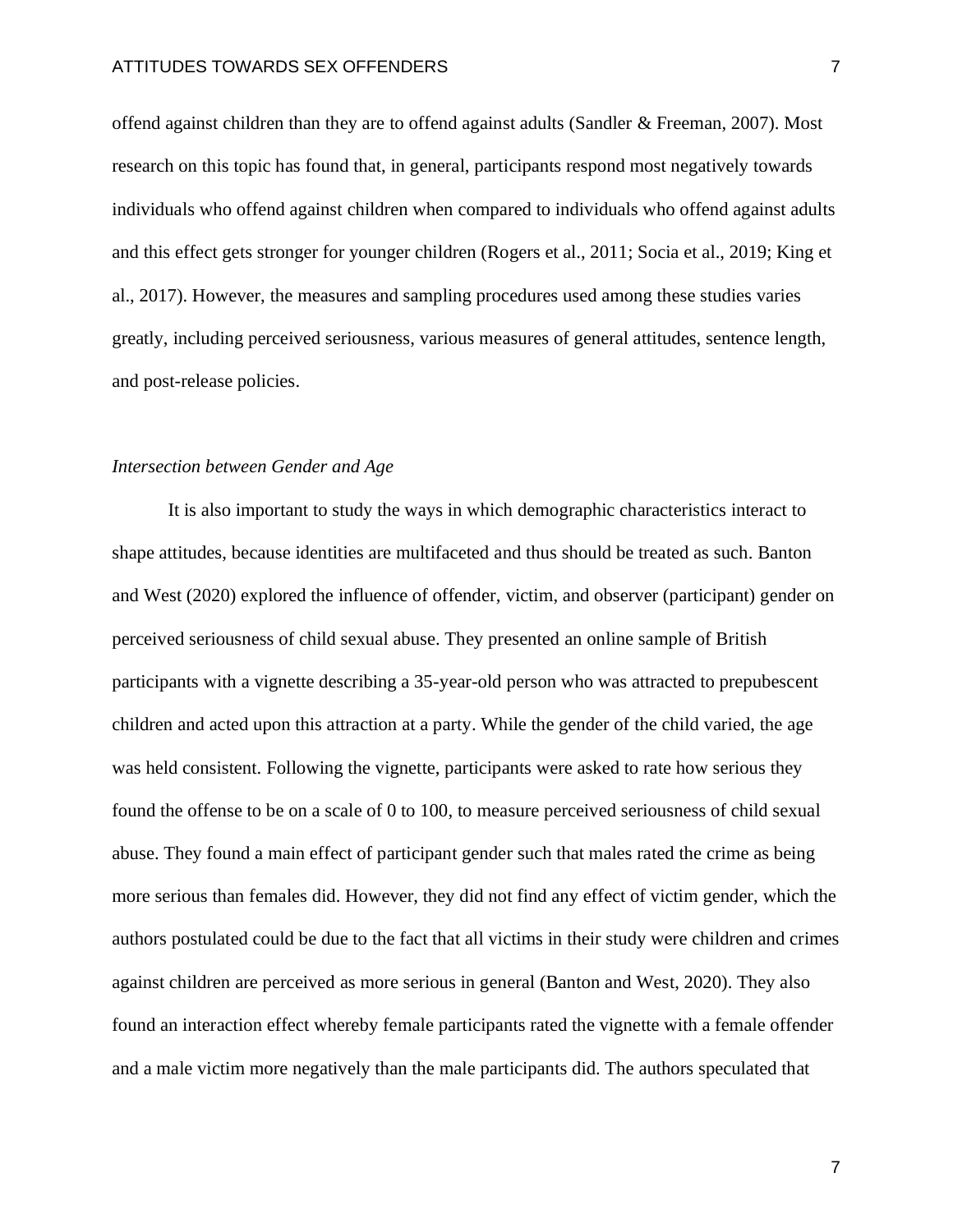offend against children than they are to offend against adults (Sandler & Freeman, 2007). Most research on this topic has found that, in general, participants respond most negatively towards individuals who offend against children when compared to individuals who offend against adults and this effect gets stronger for younger children (Rogers et al., 2011; Socia et al., 2019; King et al., 2017). However, the measures and sampling procedures used among these studies varies greatly, including perceived seriousness, various measures of general attitudes, sentence length, and post-release policies.

### *Intersection between Gender and Age*

It is also important to study the ways in which demographic characteristics interact to shape attitudes, because identities are multifaceted and thus should be treated as such. Banton and West (2020) explored the influence of offender, victim, and observer (participant) gender on perceived seriousness of child sexual abuse. They presented an online sample of British participants with a vignette describing a 35-year-old person who was attracted to prepubescent children and acted upon this attraction at a party. While the gender of the child varied, the age was held consistent. Following the vignette, participants were asked to rate how serious they found the offense to be on a scale of 0 to 100, to measure perceived seriousness of child sexual abuse. They found a main effect of participant gender such that males rated the crime as being more serious than females did. However, they did not find any effect of victim gender, which the authors postulated could be due to the fact that all victims in their study were children and crimes against children are perceived as more serious in general (Banton and West, 2020). They also found an interaction effect whereby female participants rated the vignette with a female offender and a male victim more negatively than the male participants did. The authors speculated that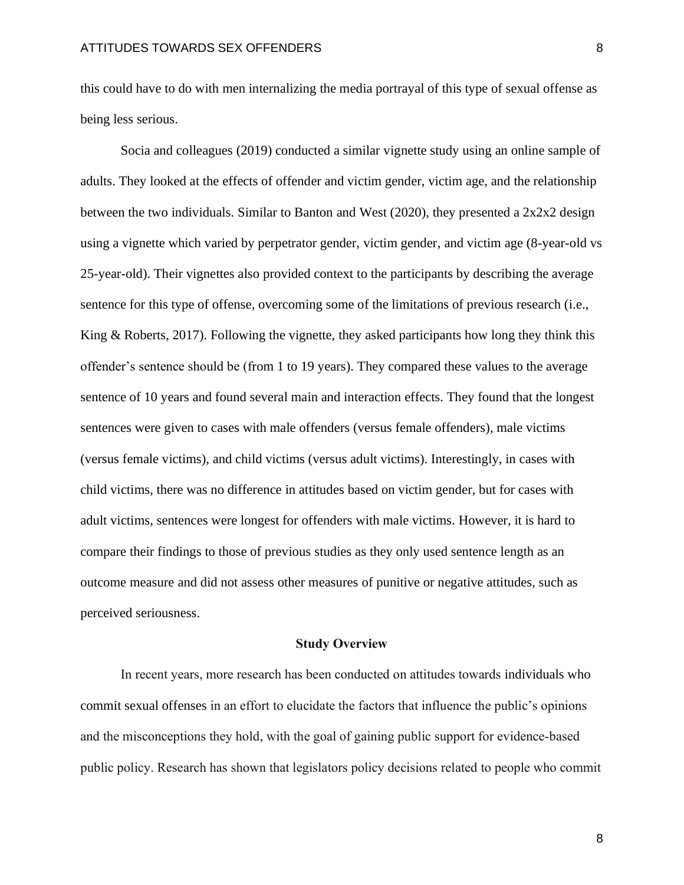this could have to do with men internalizing the media portrayal of this type of sexual offense as being less serious.

Socia and colleagues (2019) conducted a similar vignette study using an online sample of adults. They looked at the effects of offender and victim gender, victim age, and the relationship between the two individuals. Similar to Banton and West (2020), they presented a 2x2x2 design using a vignette which varied by perpetrator gender, victim gender, and victim age (8-year-old vs 25-year-old). Their vignettes also provided context to the participants by describing the average sentence for this type of offense, overcoming some of the limitations of previous research (i.e., King & Roberts, 2017). Following the vignette, they asked participants how long they think this offender's sentence should be (from 1 to 19 years). They compared these values to the average sentence of 10 years and found several main and interaction effects. They found that the longest sentences were given to cases with male offenders (versus female offenders), male victims (versus female victims), and child victims (versus adult victims). Interestingly, in cases with child victims, there was no difference in attitudes based on victim gender, but for cases with adult victims, sentences were longest for offenders with male victims. However, it is hard to compare their findings to those of previous studies as they only used sentence length as an outcome measure and did not assess other measures of punitive or negative attitudes, such as perceived seriousness.

## Study Overview

In recent years, more research has been conducted on attitudes towards individuals who commit sexual offenses in an effort to elucidate the factors that influence the public's opinions and the misconceptions they hold, with the goal of gaining public support for evidence-based public policy. Research has shown that legislators policy decisions related to people who commit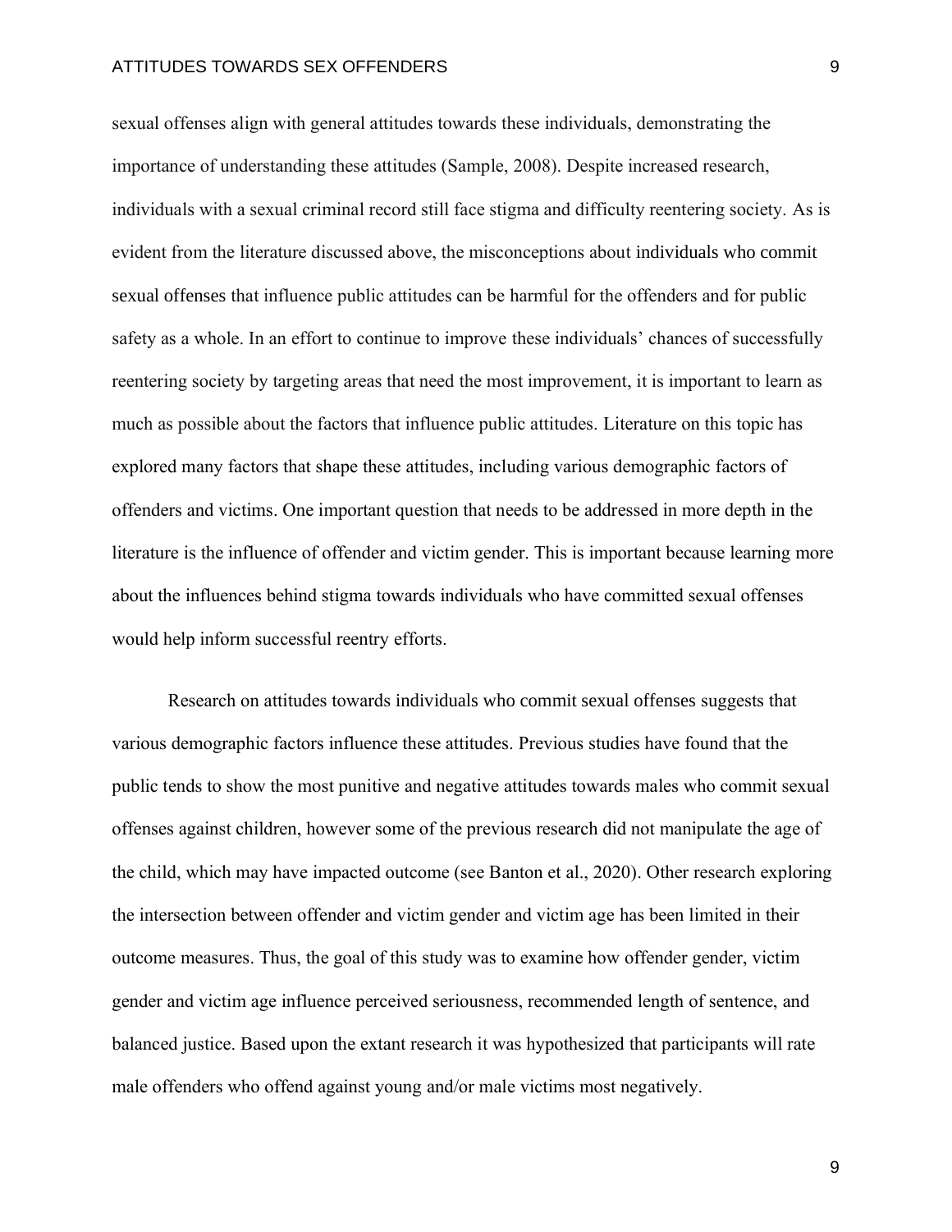sexual offenses align with general attitudes towards these individuals, demonstrating the importance of understanding these attitudes (Sample, 2008). Despite increased research, individuals with a sexual criminal record still face stigma and difficulty reentering society. As is evident from the literature discussed above, the misconceptions about individuals who commit sexual offenses that influence public attitudes can be harmful for the offenders and for public safety as a whole. In an effort to continue to improve these individuals' chances of successfully reentering society by targeting areas that need the most improvement, it is important to learn as much as possible about the factors that influence public attitudes. Literature on this topic has explored many factors that shape these attitudes, including various demographic factors of offenders and victims. One important question that needs to be addressed in more depth in the literature is the influence of offender and victim gender. This is important because learning more about the influences behind stigma towards individuals who have committed sexual offenses would help inform successful reentry efforts.

Research on attitudes towards individuals who commit sexual offenses suggests that various demographic factors influence these attitudes. Previous studies have found that the public tends to show the most punitive and negative attitudes towards males who commit sexual offenses against children, however some of the previous research did not manipulate the age of the child, which may have impacted outcome (see Banton et al., 2020). Other research exploring the intersection between offender and victim gender and victim age has been limited in their outcome measures. Thus, the goal of this study was to examine how offender gender, victim gender and victim age influence perceived seriousness, recommended length of sentence, and balanced justice. Based upon the extant research it was hypothesized that participants will rate male offenders who offend against young and/or male victims most negatively.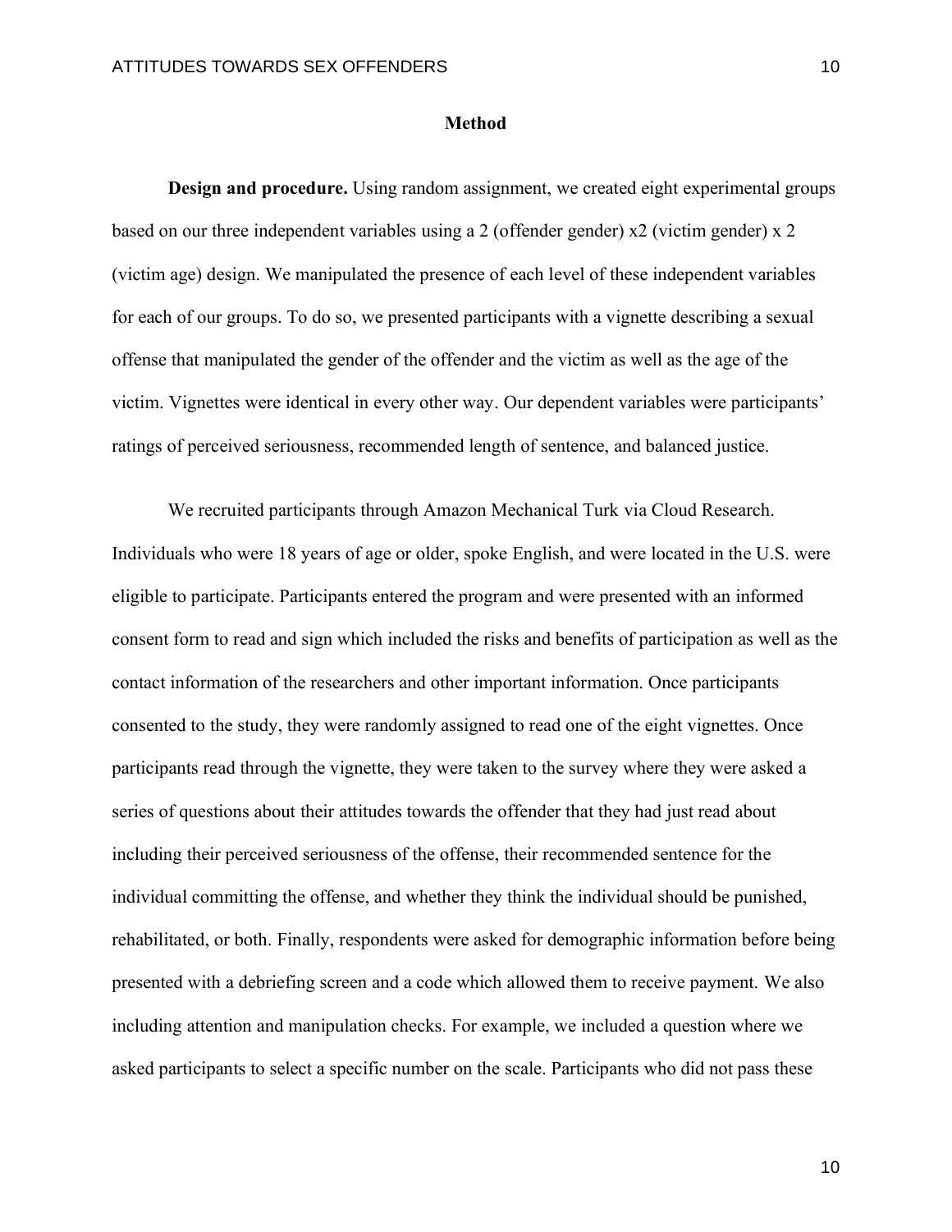## Method

**Design and procedure.** Using random assignment, we created eight experimental groups based on our three independent variables using a 2 (offender gender) x2 (victim gender) x 2 (victim age) design. We manipulated the presence of each level of these independent variables for each of our groups. To do so, we presented participants with a vignette describing a sexual offense that manipulated the gender of the offender and the victim as well as the age of the victim. Vignettes were identical in every other way. Our dependent variables were participants' ratings of perceived seriousness, recommended length of sentence, and balanced justice.

We recruited participants through Amazon Mechanical Turk via Cloud Research. Individuals who were 18 years of age or older, spoke English, and were located in the U.S. were eligible to participate. Participants entered the program and were presented with an informed consent form to read and sign which included the risks and benefits of participation as well as the contact information of the researchers and other important information. Once participants consented to the study, they were randomly assigned to read one of the eight vignettes. Once participants read through the vignette, they were taken to the survey where they were asked a series of questions about their attitudes towards the offender that they had just read about including their perceived seriousness of the offense, their recommended sentence for the individual committing the offense, and whether they think the individual should be punished, rehabilitated, or both. Finally, respondents were asked for demographic information before being presented with a debriefing screen and a code which allowed them to receive payment. We also including attention and manipulation checks. For example, we included a question where we asked participants to select a specific number on the scale. Participants who did not pass these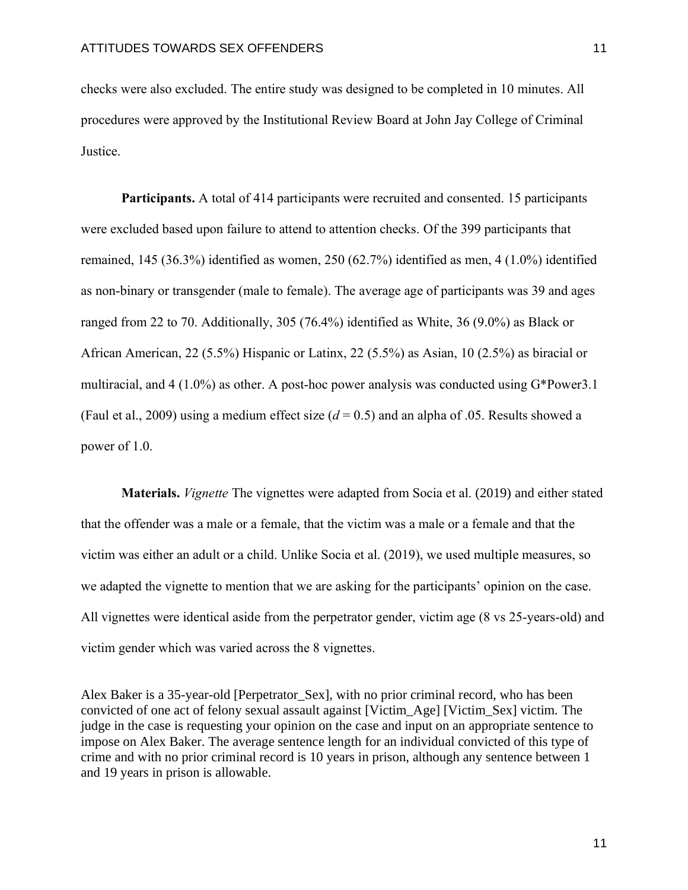checks were also excluded. The entire study was designed to be completed in 10 minutes. All procedures were approved by the Institutional Review Board at John Jay College of Criminal Justice.

**Participants.** A total of 414 participants were recruited and consented. 15 participants were excluded based upon failure to attend to attention checks. Of the 399 participants that remained, 145 (36.3%) identified as women, 250 (62.7%) identified as men, 4 (1.0%) identified as non-binary or transgender (male to female). The average age of participants was 39 and ages ranged from 22 to 70. Additionally, 305 (76.4%) identified as White, 36 (9.0%) as Black or African American, 22 (5.5%) Hispanic or Latinx, 22 (5.5%) as Asian, 10 (2.5%) as biracial or multiracial, and 4 (1.0%) as other. A post-hoc power analysis was conducted using G*Power3.1 (Faul et al., 2009) using a medium effect size ($d = 0.5$) and an alpha of .05. Results showed a power of 1.0.

**Materials.** *Vignette* The vignettes were adapted from Socia et al. (2019) and either stated that the offender was a male or a female, that the victim was a male or a female and that the victim was either an adult or a child. Unlike Socia et al. (2019), we used multiple measures, so we adapted the vignette to mention that we are asking for the participants' opinion on the case. All vignettes were identical aside from the perpetrator gender, victim age (8 vs 25-years-old) and victim gender which was varied across the 8 vignettes.

Alex Baker is a 35-year-old [Perpetrator_Sex], with no prior criminal record, who has been convicted of one act of felony sexual assault against [Victim_Age] [Victim_Sex] victim. The judge in the case is requesting your opinion on the case and input on an appropriate sentence to impose on Alex Baker. The average sentence length for an individual convicted of this type of crime and with no prior criminal record is 10 years in prison, although any sentence between 1 and 19 years in prison is allowable.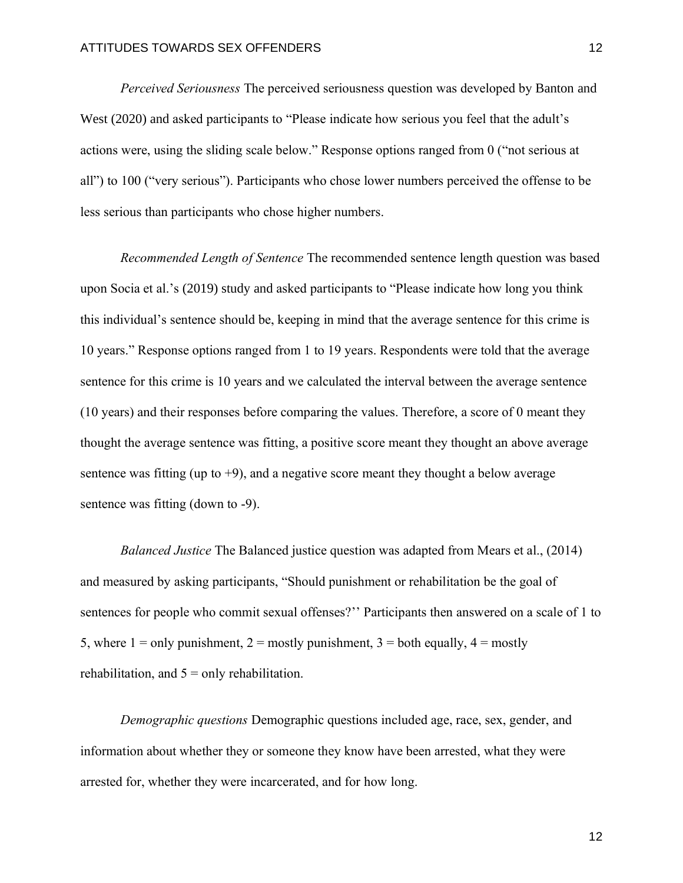*Perceived Seriousness* The perceived seriousness question was developed by Banton and West (2020) and asked participants to "Please indicate how serious you feel that the adult's actions were, using the sliding scale below." Response options ranged from 0 ("not serious at all") to 100 ("very serious"). Participants who chose lower numbers perceived the offense to be less serious than participants who chose higher numbers.

*Recommended Length of Sentence* The recommended sentence length question was based upon Socia et al.'s (2019) study and asked participants to "Please indicate how long you think this individual's sentence should be, keeping in mind that the average sentence for this crime is 10 years." Response options ranged from 1 to 19 years. Respondents were told that the average sentence for this crime is 10 years and we calculated the interval between the average sentence (10 years) and their responses before comparing the values. Therefore, a score of 0 meant they thought the average sentence was fitting, a positive score meant they thought an above average sentence was fitting (up to +9), and a negative score meant they thought a below average sentence was fitting (down to -9).

*Balanced Justice* The Balanced justice question was adapted from Mears et al., (2014) and measured by asking participants, "Should punishment or rehabilitation be the goal of sentences for people who commit sexual offenses?'' Participants then answered on a scale of 1 to 5, where 1 = only punishment, 2 = mostly punishment, 3 = both equally, 4 = mostly rehabilitation, and 5 = only rehabilitation.

*Demographic questions* Demographic questions included age, race, sex, gender, and information about whether they or someone they know have been arrested, what they were arrested for, whether they were incarcerated, and for how long.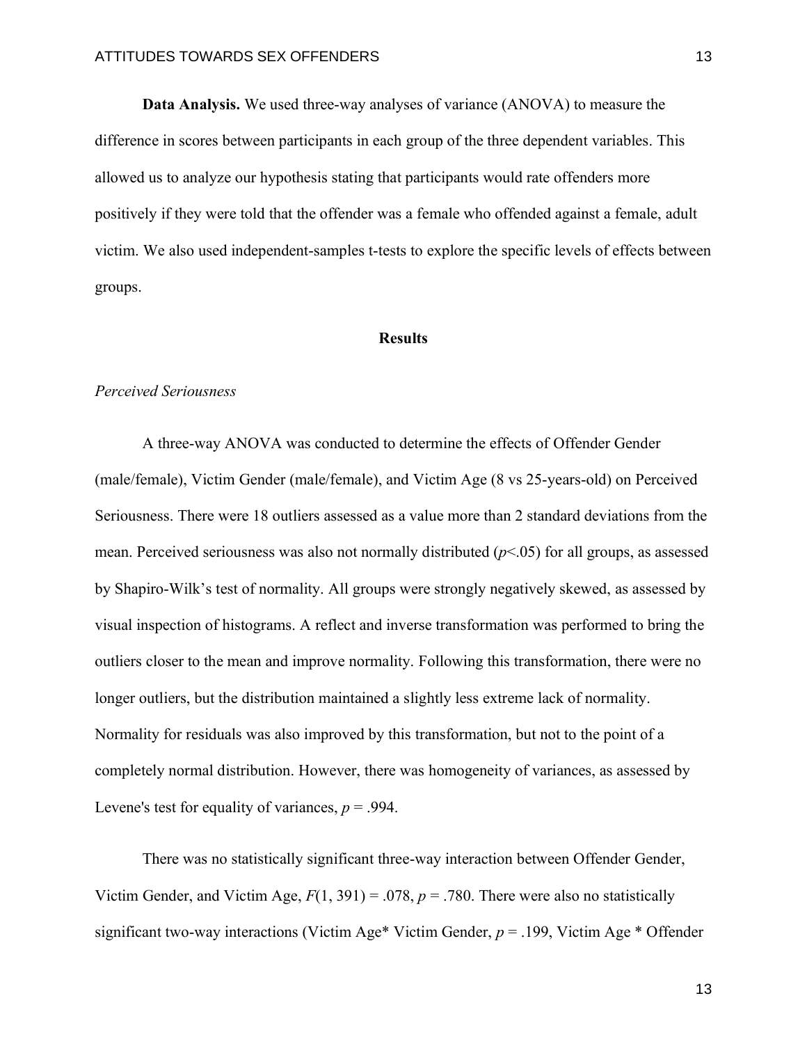**Data Analysis.** We used three-way analyses of variance (ANOVA) to measure the difference in scores between participants in each group of the three dependent variables. This allowed us to analyze our hypothesis stating that participants would rate offenders more positively if they were told that the offender was a female who offended against a female, adult victim. We also used independent-samples t-tests to explore the specific levels of effects between groups.

## Results

### *Perceived Seriousness*

A three-way ANOVA was conducted to determine the effects of Offender Gender (male/female), Victim Gender (male/female), and Victim Age (8 vs 25-years-old) on Perceived Seriousness. There were 18 outliers assessed as a value more than 2 standard deviations from the mean. Perceived seriousness was also not normally distributed ($p<.05$) for all groups, as assessed by Shapiro-Wilk's test of normality. All groups were strongly negatively skewed, as assessed by visual inspection of histograms. A reflect and inverse transformation was performed to bring the outliers closer to the mean and improve normality. Following this transformation, there were no longer outliers, but the distribution maintained a slightly less extreme lack of normality. Normality for residuals was also improved by this transformation, but not to the point of a completely normal distribution. However, there was homogeneity of variances, as assessed by Levene's test for equality of variances, $p = .994$.

There was no statistically significant three-way interaction between Offender Gender, Victim Gender, and Victim Age, $F(1, 391) = .078$, $p = .780$. There were also no statistically significant two-way interactions (Victim Age* Victim Gender, $p = .199$, Victim Age * Offender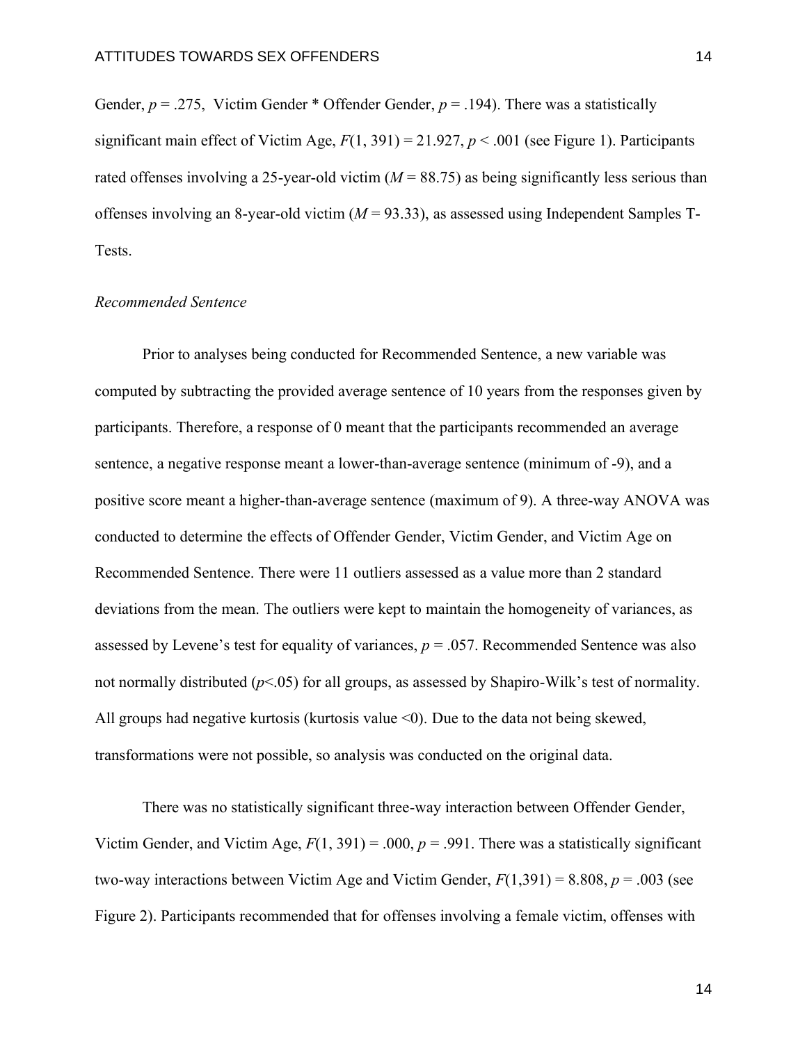Gender, $p = .275$, Victim Gender * Offender Gender, $p = .194$). There was a statistically significant main effect of Victim Age, $F(1, 391) = 21.927$, $p < .001$ (see Figure 1). Participants rated offenses involving a 25-year-old victim ($M = 88.75$) as being significantly less serious than offenses involving an 8-year-old victim ($M = 93.33$), as assessed using Independent Samples T-Tests.

*Recommended Sentence*

Prior to analyses being conducted for Recommended Sentence, a new variable was computed by subtracting the provided average sentence of 10 years from the responses given by participants. Therefore, a response of 0 meant that the participants recommended an average sentence, a negative response meant a lower-than-average sentence (minimum of -9), and a positive score meant a higher-than-average sentence (maximum of 9). A three-way ANOVA was conducted to determine the effects of Offender Gender, Victim Gender, and Victim Age on Recommended Sentence. There were 11 outliers assessed as a value more than 2 standard deviations from the mean. The outliers were kept to maintain the homogeneity of variances, as assessed by Levene's test for equality of variances, $p = .057$. Recommended Sentence was also not normally distributed ($p<.05$) for all groups, as assessed by Shapiro-Wilk's test of normality. All groups had negative kurtosis (kurtosis value <0). Due to the data not being skewed, transformations were not possible, so analysis was conducted on the original data.

There was no statistically significant three-way interaction between Offender Gender, Victim Gender, and Victim Age, $F(1, 391) = .000$, $p = .991$. There was a statistically significant two-way interactions between Victim Age and Victim Gender, $F(1,391) = 8.808$, $p = .003$ (see Figure 2). Participants recommended that for offenses involving a female victim, offenses with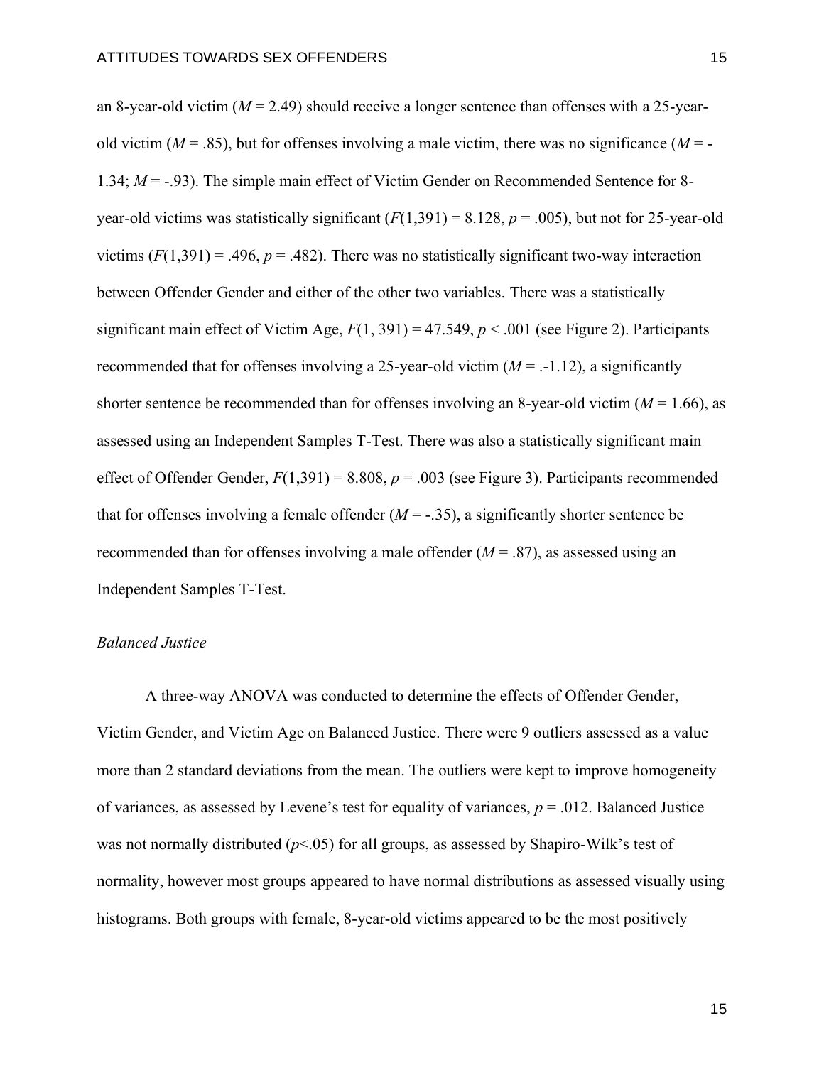an 8-year-old victim ($M = 2.49$) should receive a longer sentence than offenses with a 25-year-old victim ($M = .85$), but for offenses involving a male victim, there was no significance ($M = -1.34$; $M = -.93$). The simple main effect of Victim Gender on Recommended Sentence for 8-year-old victims was statistically significant ($F(1,391) = 8.128$, $p = .005$), but not for 25-year-old victims ($F(1,391) = .496$, $p = .482$). There was no statistically significant two-way interaction between Offender Gender and either of the other two variables. There was a statistically significant main effect of Victim Age, $F(1, 391) = 47.549$, $p < .001$ (see Figure 2). Participants recommended that for offenses involving a 25-year-old victim ($M = .-1.12$), a significantly shorter sentence be recommended than for offenses involving an 8-year-old victim ($M = 1.66$), as assessed using an Independent Samples T-Test. There was also a statistically significant main effect of Offender Gender, $F(1,391) = 8.808$, $p = .003$ (see Figure 3). Participants recommended that for offenses involving a female offender ($M = -.35$), a significantly shorter sentence be recommended than for offenses involving a male offender ($M = .87$), as assessed using an Independent Samples T-Test.

*Balanced Justice*

A three-way ANOVA was conducted to determine the effects of Offender Gender, Victim Gender, and Victim Age on Balanced Justice. There were 9 outliers assessed as a value more than 2 standard deviations from the mean. The outliers were kept to improve homogeneity of variances, as assessed by Levene's test for equality of variances, $p = .012$. Balanced Justice was not normally distributed ($p<.05$) for all groups, as assessed by Shapiro-Wilk's test of normality, however most groups appeared to have normal distributions as assessed visually using histograms. Both groups with female, 8-year-old victims appeared to be the most positively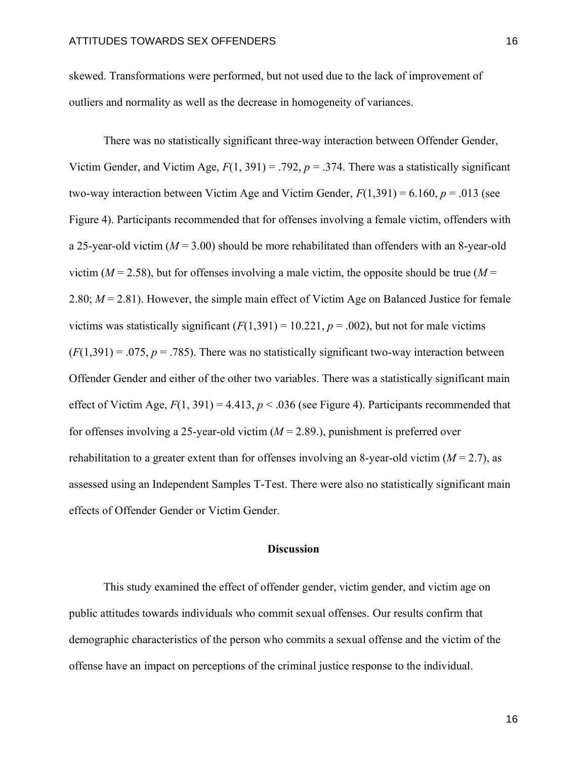skewed. Transformations were performed, but not used due to the lack of improvement of outliers and normality as well as the decrease in homogeneity of variances.

There was no statistically significant three-way interaction between Offender Gender, Victim Gender, and Victim Age, $F(1, 391) = .792$, $p = .374$. There was a statistically significant two-way interaction between Victim Age and Victim Gender, $F(1,391) = 6.160$, $p = .013$ (see Figure 4). Participants recommended that for offenses involving a female victim, offenders with a 25-year-old victim ($M = 3.00$) should be more rehabilitated than offenders with an 8-year-old victim ($M = 2.58$), but for offenses involving a male victim, the opposite should be true ($M = 2.80$; $M = 2.81$). However, the simple main effect of Victim Age on Balanced Justice for female victims was statistically significant ($F(1,391) = 10.221$, $p = .002$), but not for male victims ($F(1,391) = .075$, $p = .785$). There was no statistically significant two-way interaction between Offender Gender and either of the other two variables. There was a statistically significant main effect of Victim Age, $F(1, 391) = 4.413$, $p < .036$ (see Figure 4). Participants recommended that for offenses involving a 25-year-old victim ($M = 2.89$.), punishment is preferred over rehabilitation to a greater extent than for offenses involving an 8-year-old victim ($M = 2.7$), as assessed using an Independent Samples T-Test. There were also no statistically significant main effects of Offender Gender or Victim Gender.

## Discussion

This study examined the effect of offender gender, victim gender, and victim age on public attitudes towards individuals who commit sexual offenses. Our results confirm that demographic characteristics of the person who commits a sexual offense and the victim of the offense have an impact on perceptions of the criminal justice response to the individual.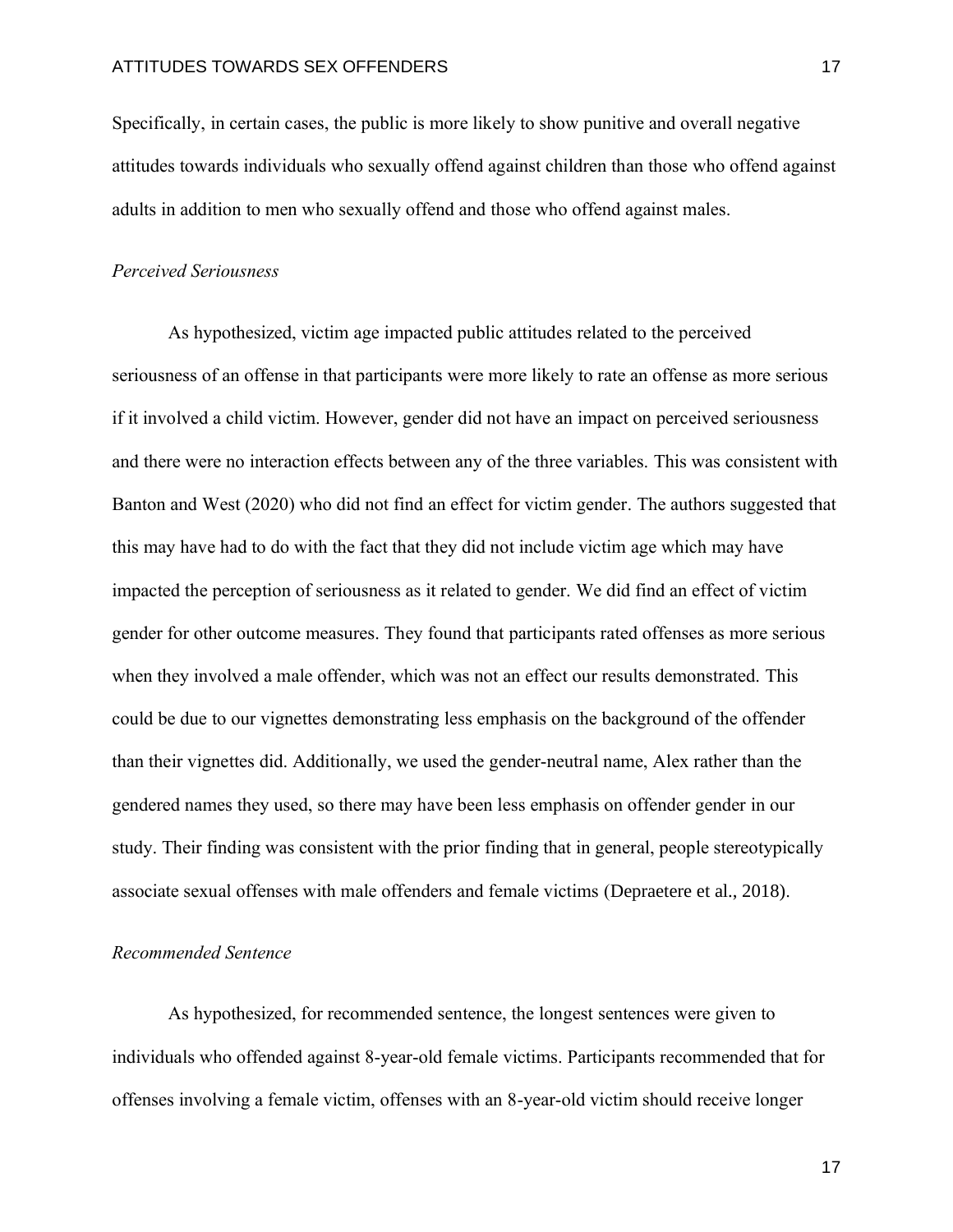Specifically, in certain cases, the public is more likely to show punitive and overall negative attitudes towards individuals who sexually offend against children than those who offend against adults in addition to men who sexually offend and those who offend against males.

### *Perceived Seriousness*

As hypothesized, victim age impacted public attitudes related to the perceived seriousness of an offense in that participants were more likely to rate an offense as more serious if it involved a child victim. However, gender did not have an impact on perceived seriousness and there were no interaction effects between any of the three variables. This was consistent with Banton and West (2020) who did not find an effect for victim gender. The authors suggested that this may have had to do with the fact that they did not include victim age which may have impacted the perception of seriousness as it related to gender. We did find an effect of victim gender for other outcome measures. They found that participants rated offenses as more serious when they involved a male offender, which was not an effect our results demonstrated. This could be due to our vignettes demonstrating less emphasis on the background of the offender than their vignettes did. Additionally, we used the gender-neutral name, Alex rather than the gendered names they used, so there may have been less emphasis on offender gender in our study. Their finding was consistent with the prior finding that in general, people stereotypically associate sexual offenses with male offenders and female victims (Depraetere et al., 2018).

### *Recommended Sentence*

As hypothesized, for recommended sentence, the longest sentences were given to individuals who offended against 8-year-old female victims. Participants recommended that for offenses involving a female victim, offenses with an 8-year-old victim should receive longer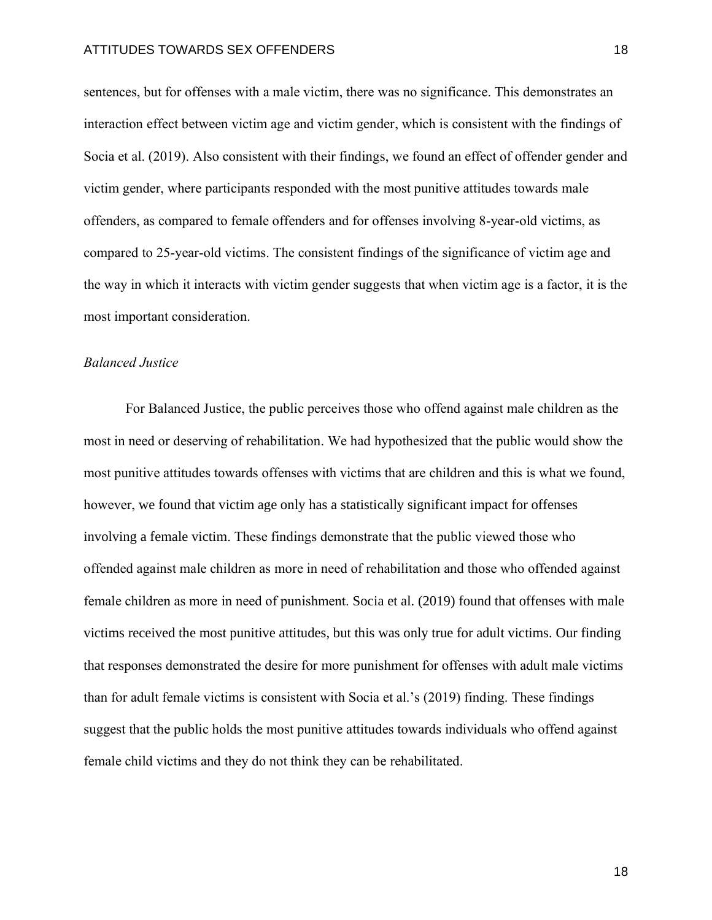sentences, but for offenses with a male victim, there was no significance. This demonstrates an interaction effect between victim age and victim gender, which is consistent with the findings of Socia et al. (2019). Also consistent with their findings, we found an effect of offender gender and victim gender, where participants responded with the most punitive attitudes towards male offenders, as compared to female offenders and for offenses involving 8-year-old victims, as compared to 25-year-old victims. The consistent findings of the significance of victim age and the way in which it interacts with victim gender suggests that when victim age is a factor, it is the most important consideration.

### *Balanced Justice*

For Balanced Justice, the public perceives those who offend against male children as the most in need or deserving of rehabilitation. We had hypothesized that the public would show the most punitive attitudes towards offenses with victims that are children and this is what we found, however, we found that victim age only has a statistically significant impact for offenses involving a female victim. These findings demonstrate that the public viewed those who offended against male children as more in need of rehabilitation and those who offended against female children as more in need of punishment. Socia et al. (2019) found that offenses with male victims received the most punitive attitudes, but this was only true for adult victims. Our finding that responses demonstrated the desire for more punishment for offenses with adult male victims than for adult female victims is consistent with Socia et al.'s (2019) finding. These findings suggest that the public holds the most punitive attitudes towards individuals who offend against female child victims and they do not think they can be rehabilitated.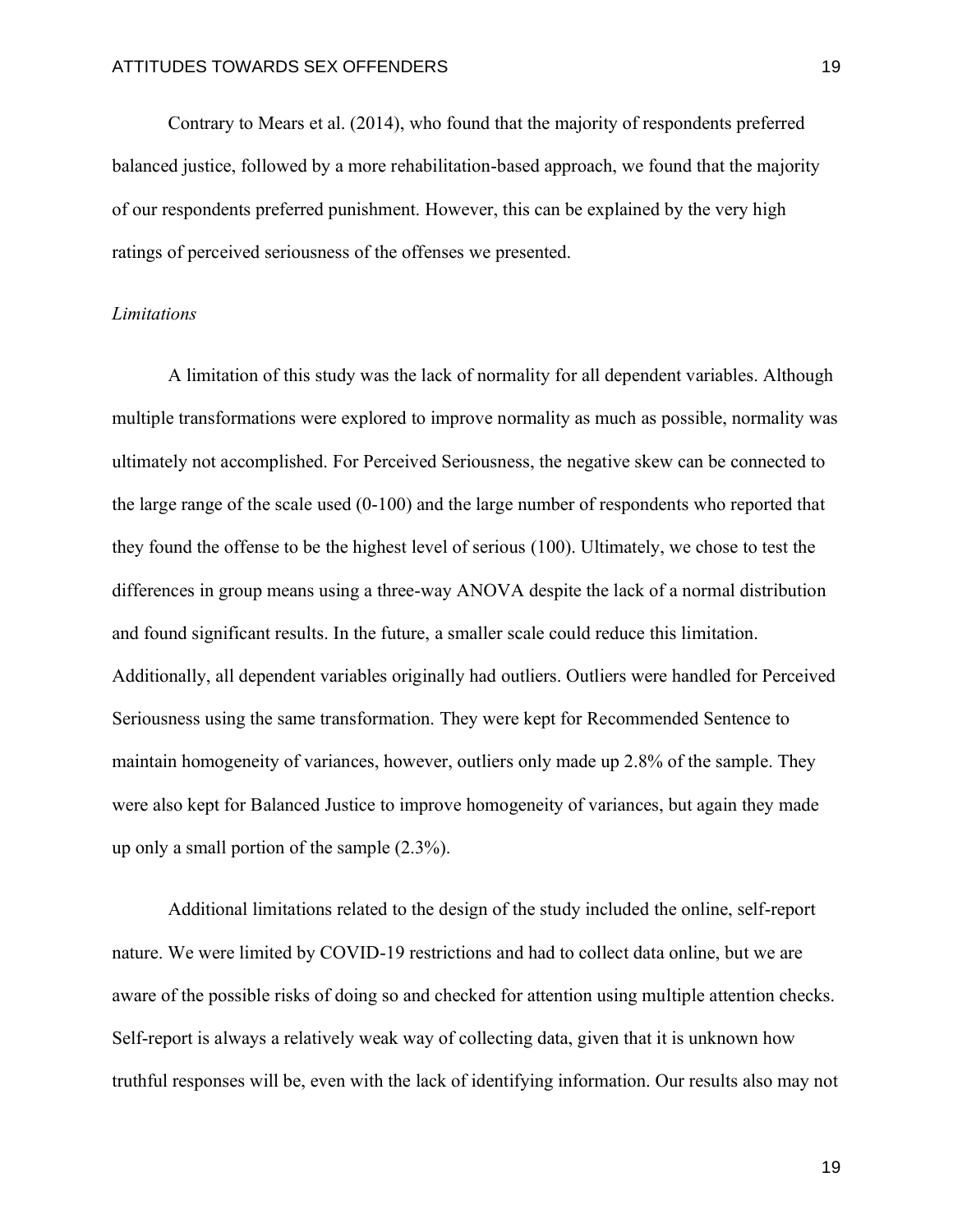Contrary to Mears et al. (2014), who found that the majority of respondents preferred balanced justice, followed by a more rehabilitation-based approach, we found that the majority of our respondents preferred punishment. However, this can be explained by the very high ratings of perceived seriousness of the offenses we presented.

*Limitations*

A limitation of this study was the lack of normality for all dependent variables. Although multiple transformations were explored to improve normality as much as possible, normality was ultimately not accomplished. For Perceived Seriousness, the negative skew can be connected to the large range of the scale used (0-100) and the large number of respondents who reported that they found the offense to be the highest level of serious (100). Ultimately, we chose to test the differences in group means using a three-way ANOVA despite the lack of a normal distribution and found significant results. In the future, a smaller scale could reduce this limitation. Additionally, all dependent variables originally had outliers. Outliers were handled for Perceived Seriousness using the same transformation. They were kept for Recommended Sentence to maintain homogeneity of variances, however, outliers only made up 2.8% of the sample. They were also kept for Balanced Justice to improve homogeneity of variances, but again they made up only a small portion of the sample (2.3%).

Additional limitations related to the design of the study included the online, self-report nature. We were limited by COVID-19 restrictions and had to collect data online, but we are aware of the possible risks of doing so and checked for attention using multiple attention checks. Self-report is always a relatively weak way of collecting data, given that it is unknown how truthful responses will be, even with the lack of identifying information. Our results also may not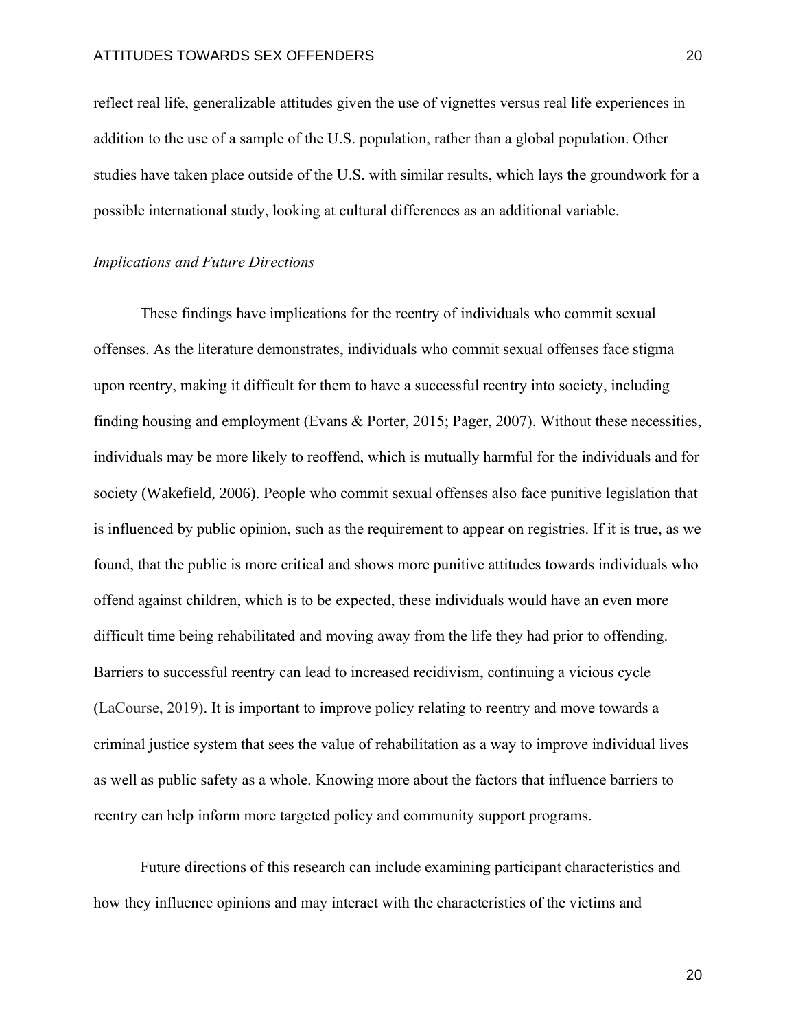reflect real life, generalizable attitudes given the use of vignettes versus real life experiences in addition to the use of a sample of the U.S. population, rather than a global population. Other studies have taken place outside of the U.S. with similar results, which lays the groundwork for a possible international study, looking at cultural differences as an additional variable.

### *Implications and Future Directions*

These findings have implications for the reentry of individuals who commit sexual offenses. As the literature demonstrates, individuals who commit sexual offenses face stigma upon reentry, making it difficult for them to have a successful reentry into society, including finding housing and employment (Evans & Porter, 2015; Pager, 2007). Without these necessities, individuals may be more likely to reoffend, which is mutually harmful for the individuals and for society (Wakefield, 2006). People who commit sexual offenses also face punitive legislation that is influenced by public opinion, such as the requirement to appear on registries. If it is true, as we found, that the public is more critical and shows more punitive attitudes towards individuals who offend against children, which is to be expected, these individuals would have an even more difficult time being rehabilitated and moving away from the life they had prior to offending. Barriers to successful reentry can lead to increased recidivism, continuing a vicious cycle (LaCourse, 2019). It is important to improve policy relating to reentry and move towards a criminal justice system that sees the value of rehabilitation as a way to improve individual lives as well as public safety as a whole. Knowing more about the factors that influence barriers to reentry can help inform more targeted policy and community support programs.

Future directions of this research can include examining participant characteristics and how they influence opinions and may interact with the characteristics of the victims and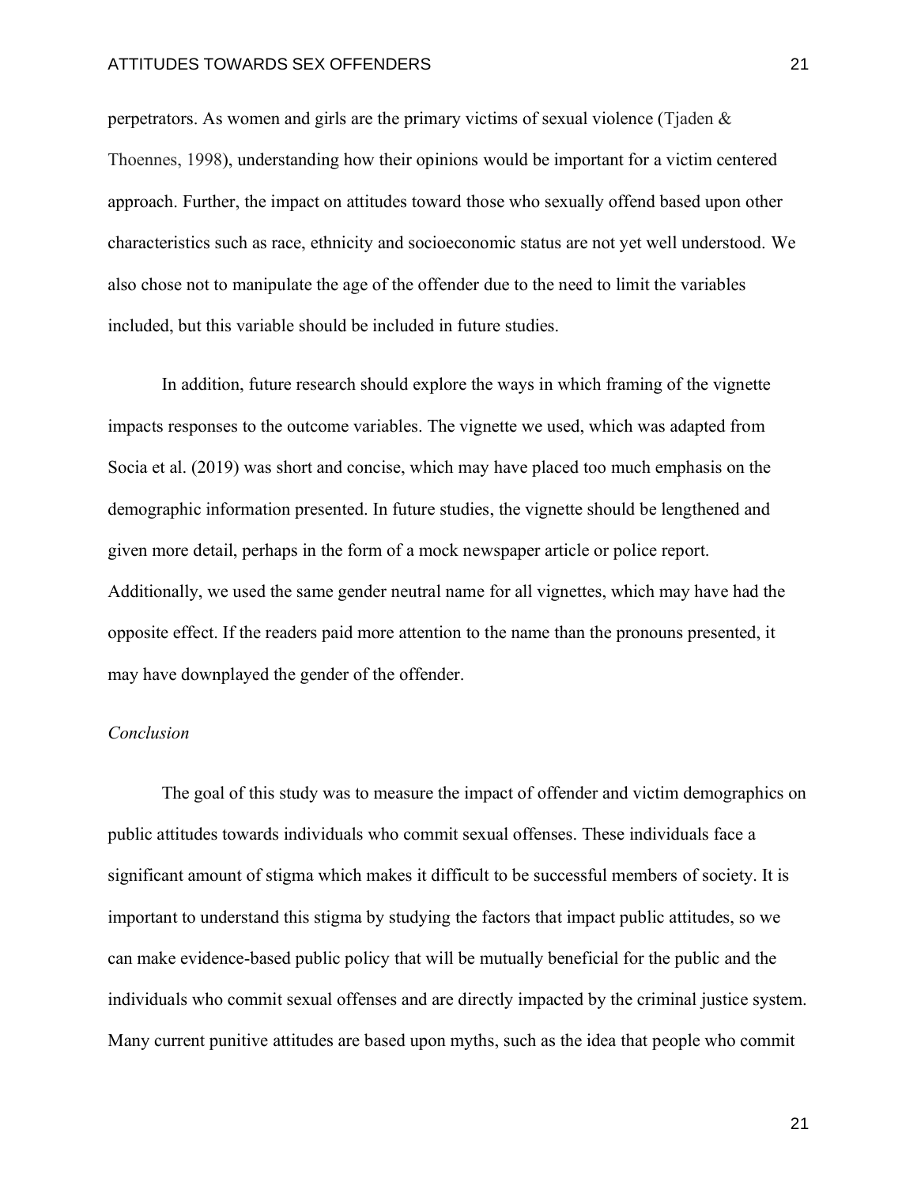perpetrators. As women and girls are the primary victims of sexual violence (Tjaden & Thoennes, 1998), understanding how their opinions would be important for a victim centered approach. Further, the impact on attitudes toward those who sexually offend based upon other characteristics such as race, ethnicity and socioeconomic status are not yet well understood. We also chose not to manipulate the age of the offender due to the need to limit the variables included, but this variable should be included in future studies.

In addition, future research should explore the ways in which framing of the vignette impacts responses to the outcome variables. The vignette we used, which was adapted from Socia et al. (2019) was short and concise, which may have placed too much emphasis on the demographic information presented. In future studies, the vignette should be lengthened and given more detail, perhaps in the form of a mock newspaper article or police report. Additionally, we used the same gender neutral name for all vignettes, which may have had the opposite effect. If the readers paid more attention to the name than the pronouns presented, it may have downplayed the gender of the offender.

### *Conclusion*

The goal of this study was to measure the impact of offender and victim demographics on public attitudes towards individuals who commit sexual offenses. These individuals face a significant amount of stigma which makes it difficult to be successful members of society. It is important to understand this stigma by studying the factors that impact public attitudes, so we can make evidence-based public policy that will be mutually beneficial for the public and the individuals who commit sexual offenses and are directly impacted by the criminal justice system. Many current punitive attitudes are based upon myths, such as the idea that people who commit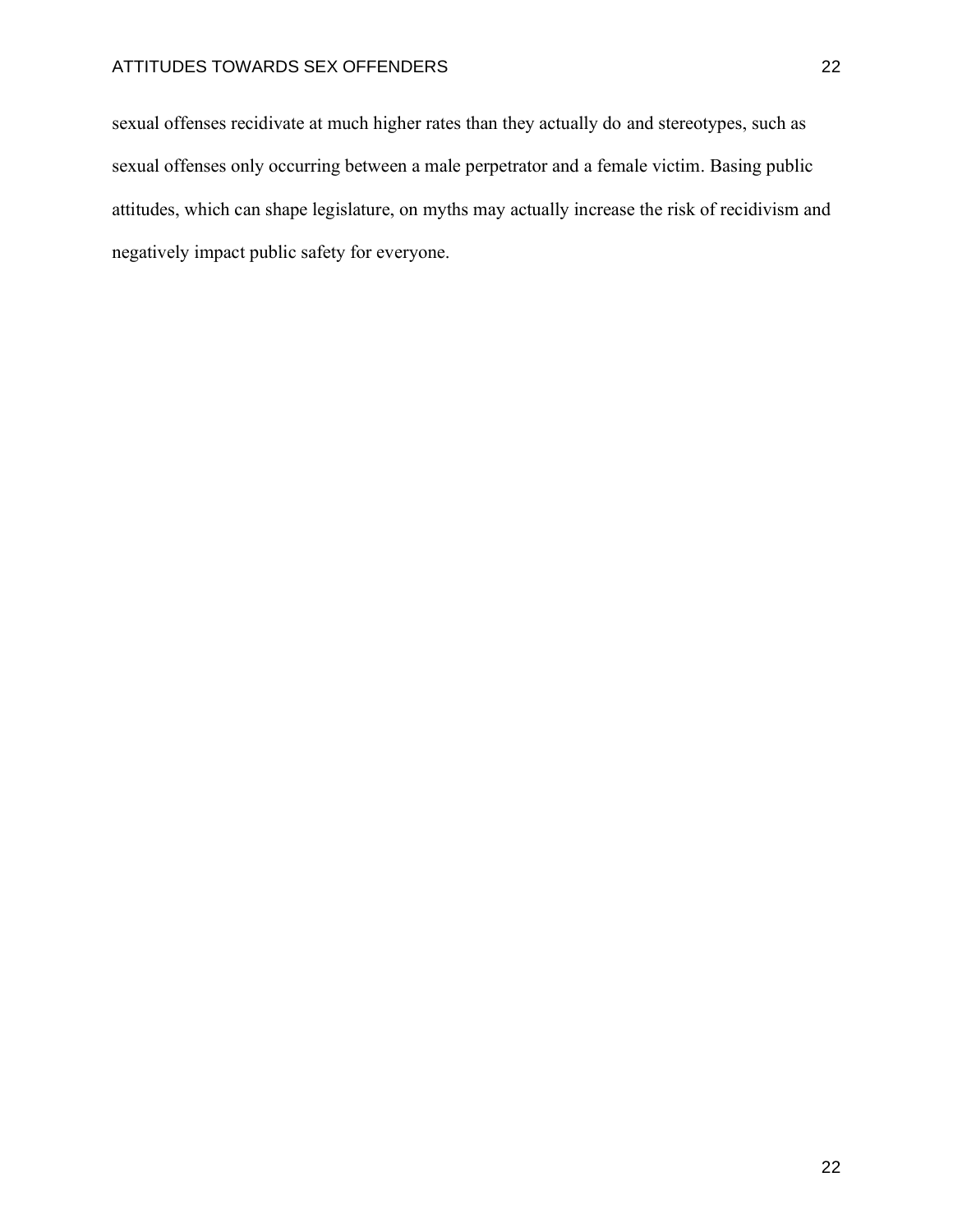sexual offenses recidivate at much higher rates than they actually do and stereotypes, such as sexual offenses only occurring between a male perpetrator and a female victim. Basing public attitudes, which can shape legislature, on myths may actually increase the risk of recidivism and negatively impact public safety for everyone.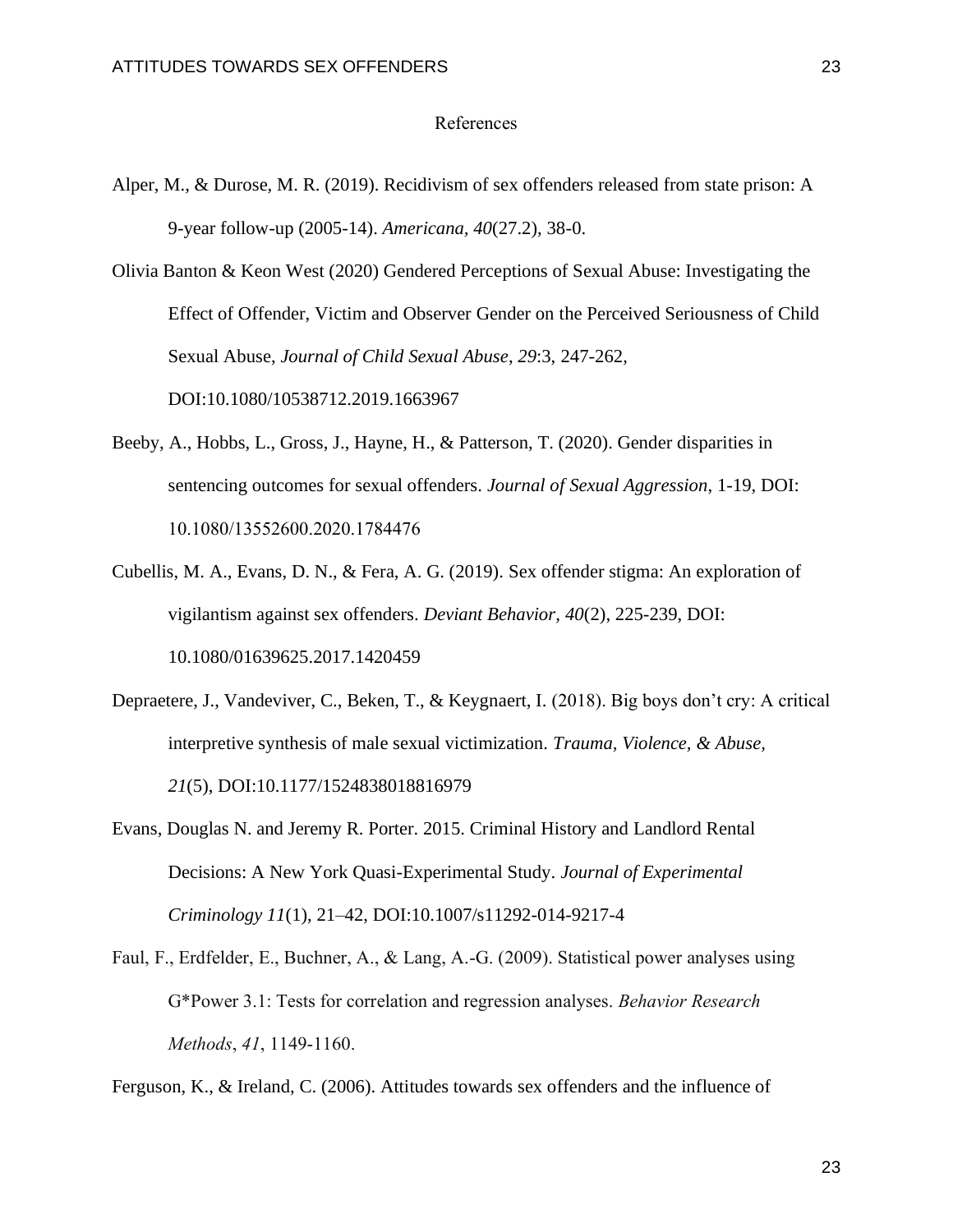# References

Alper, M., & Durose, M. R. (2019). Recidivism of sex offenders released from state prison: A 9-year follow-up (2005-14). *Americana, 40*(27.2), 38-0.

Olivia Banton & Keon West (2020) Gendered Perceptions of Sexual Abuse: Investigating the Effect of Offender, Victim and Observer Gender on the Perceived Seriousness of Child Sexual Abuse, *Journal of Child Sexual Abuse*, *29*:3, 247-262, DOI:10.1080/10538712.2019.1663967

Beeby, A., Hobbs, L., Gross, J., Hayne, H., & Patterson, T. (2020). Gender disparities in sentencing outcomes for sexual offenders. *Journal of Sexual Aggression*, 1-19, DOI: 10.1080/13552600.2020.1784476

Cubellis, M. A., Evans, D. N., & Fera, A. G. (2019). Sex offender stigma: An exploration of vigilantism against sex offenders. *Deviant Behavior, 40*(2), 225-239, DOI: 10.1080/01639625.2017.1420459

Depraetere, J., Vandeviver, C., Beken, T., & Keygnaert, I. (2018). Big boys don't cry: A critical interpretive synthesis of male sexual victimization. *Trauma, Violence, & Abuse, 21*(5), DOI:10.1177/1524838018816979

Evans, Douglas N. and Jeremy R. Porter. 2015. Criminal History and Landlord Rental Decisions: A New York Quasi-Experimental Study. *Journal of Experimental Criminology 11*(1), 21–42, DOI:10.1007/s11292-014-9217-4

Faul, F., Erdfelder, E., Buchner, A., & Lang, A.-G. (2009). Statistical power analyses using G*Power 3.1: Tests for correlation and regression analyses. *Behavior Research Methods*, *41*, 1149-1160.

Ferguson, K., & Ireland, C. (2006). Attitudes towards sex offenders and the influence of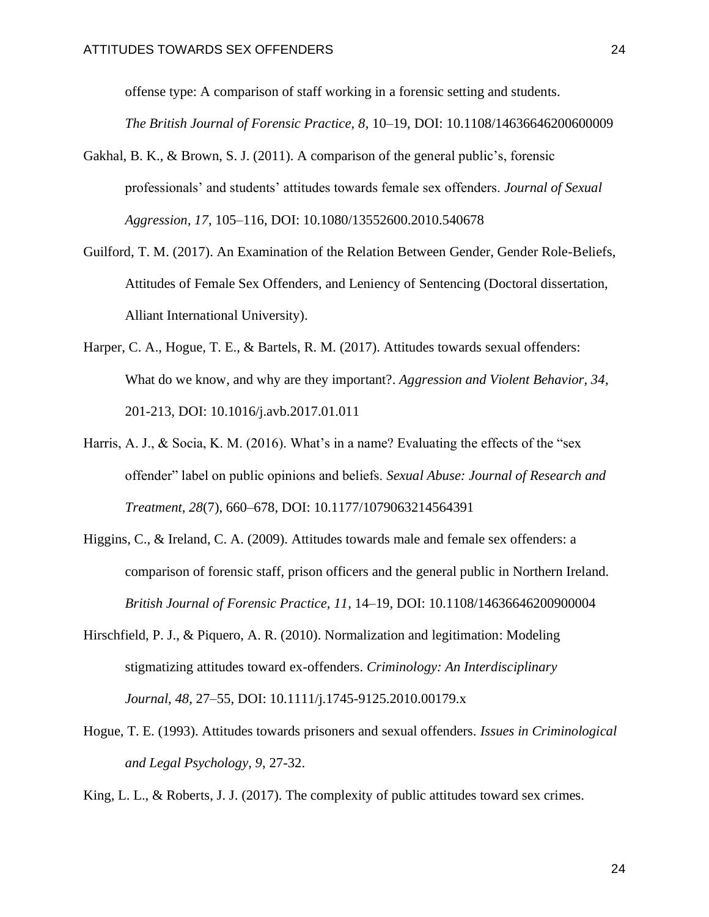offense type: A comparison of staff working in a forensic setting and students. *The British Journal of Forensic Practice, 8*, 10–19, DOI: 10.1108/14636646200600009

Gakhal, B. K., & Brown, S. J. (2011). A comparison of the general public's, forensic professionals' and students' attitudes towards female sex offenders. *Journal of Sexual Aggression, 17*, 105–116, DOI: 10.1080/13552600.2010.540678

Guilford, T. M. (2017). An Examination of the Relation Between Gender, Gender Role-Beliefs, Attitudes of Female Sex Offenders, and Leniency of Sentencing (Doctoral dissertation, Alliant International University).

Harper, C. A., Hogue, T. E., & Bartels, R. M. (2017). Attitudes towards sexual offenders: What do we know, and why are they important?. *Aggression and Violent Behavior, 34*, 201-213, DOI: 10.1016/j.avb.2017.01.011

Harris, A. J., & Socia, K. M. (2016). What's in a name? Evaluating the effects of the "sex offender" label on public opinions and beliefs. *Sexual Abuse: Journal of Research and Treatment, 28*(7), 660–678, DOI: 10.1177/1079063214564391

Higgins, C., & Ireland, C. A. (2009). Attitudes towards male and female sex offenders: a comparison of forensic staff, prison officers and the general public in Northern Ireland. *British Journal of Forensic Practice, 11*, 14–19, DOI: 10.1108/14636646200900004

Hirschfield, P. J., & Piquero, A. R. (2010). Normalization and legitimation: Modeling stigmatizing attitudes toward ex-offenders. *Criminology: An Interdisciplinary Journal, 48*, 27–55, DOI: 10.1111/j.1745-9125.2010.00179.x

Hogue, T. E. (1993). Attitudes towards prisoners and sexual offenders. *Issues in Criminological and Legal Psychology, 9*, 27-32.

King, L. L., & Roberts, J. J. (2017). The complexity of public attitudes toward sex crimes.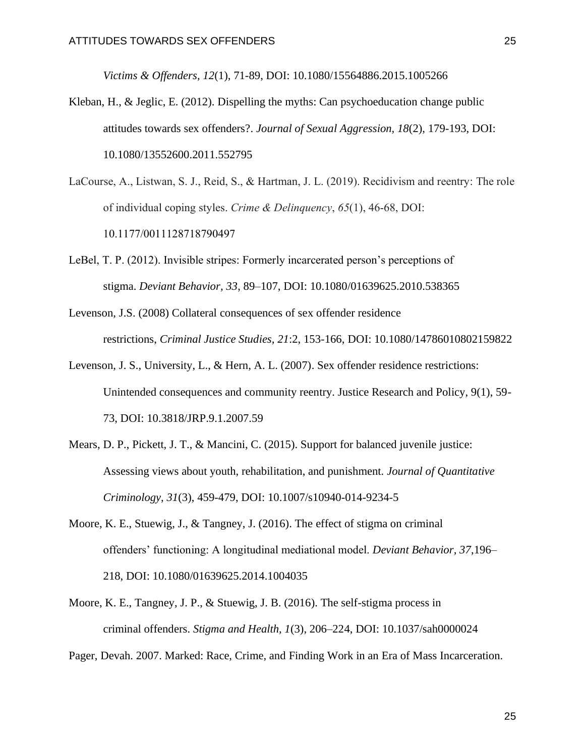*Victims & Offenders, 12*(1), 71-89, DOI: 10.1080/15564886.2015.1005266

Kleban, H., & Jeglic, E. (2012). Dispelling the myths: Can psychoeducation change public attitudes towards sex offenders?. *Journal of Sexual Aggression, 18*(2), 179-193, DOI: 10.1080/13552600.2011.552795

LaCourse, A., Listwan, S. J., Reid, S., & Hartman, J. L. (2019). Recidivism and reentry: The role of individual coping styles. *Crime & Delinquency*, *65*(1), 46-68, DOI: 10.1177/0011128718790497

LeBel, T. P. (2012). Invisible stripes: Formerly incarcerated person's perceptions of stigma. *Deviant Behavior, 33*, 89–107, DOI: 10.1080/01639625.2010.538365

Levenson, J.S. (2008) Collateral consequences of sex offender residence restrictions, *Criminal Justice Studies, 21*:2, 153-166, DOI: 10.1080/14786010802159822

Levenson, J. S., University, L., & Hern, A. L. (2007). Sex offender residence restrictions: Unintended consequences and community reentry. Justice Research and Policy, 9(1), 59-73, DOI: 10.3818/JRP.9.1.2007.59

Mears, D. P., Pickett, J. T., & Mancini, C. (2015). Support for balanced juvenile justice: Assessing views about youth, rehabilitation, and punishment. *Journal of Quantitative Criminology, 31*(3), 459-479, DOI: 10.1007/s10940-014-9234-5

Moore, K. E., Stuewig, J., & Tangney, J. (2016). The effect of stigma on criminal offenders' functioning: A longitudinal mediational model. *Deviant Behavior, 37*,196–218, DOI: 10.1080/01639625.2014.1004035

Moore, K. E., Tangney, J. P., & Stuewig, J. B. (2016). The self-stigma process in criminal offenders. *Stigma and Health, 1*(3), 206–224, DOI: 10.1037/sah0000024

Pager, Devah. 2007. Marked: Race, Crime, and Finding Work in an Era of Mass Incarceration.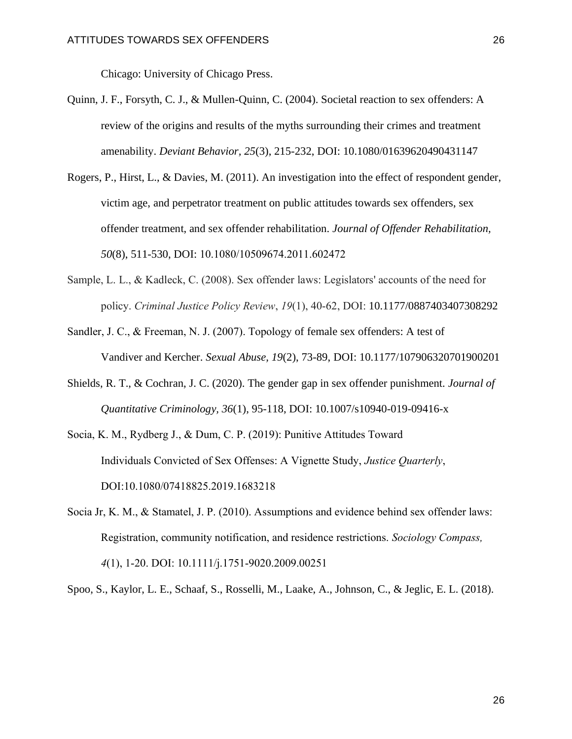Chicago: University of Chicago Press.

Quinn, J. F., Forsyth, C. J., & Mullen-Quinn, C. (2004). Societal reaction to sex offenders: A review of the origins and results of the myths surrounding their crimes and treatment amenability. *Deviant Behavior, 25*(3), 215-232, DOI: 10.1080/01639620490431147

Rogers, P., Hirst, L., & Davies, M. (2011). An investigation into the effect of respondent gender, victim age, and perpetrator treatment on public attitudes towards sex offenders, sex offender treatment, and sex offender rehabilitation. *Journal of Offender Rehabilitation, 50*(8), 511-530, DOI: 10.1080/10509674.2011.602472

Sample, L. L., & Kadleck, C. (2008). Sex offender laws: Legislators' accounts of the need for policy. *Criminal Justice Policy Review*, *19*(1), 40-62, DOI: 10.1177/0887403407308292

Sandler, J. C., & Freeman, N. J. (2007). Topology of female sex offenders: A test of Vandiver and Kercher. *Sexual Abuse, 19*(2), 73-89, DOI: 10.1177/107906320701900201

Shields, R. T., & Cochran, J. C. (2020). The gender gap in sex offender punishment. *Journal of Quantitative Criminology, 36*(1), 95-118, DOI: 10.1007/s10940-019-09416-x

Socia, K. M., Rydberg J., & Dum, C. P. (2019): Punitive Attitudes Toward Individuals Convicted of Sex Offenses: A Vignette Study, *Justice Quarterly*, DOI:10.1080/07418825.2019.1683218

Socia Jr, K. M., & Stamatel, J. P. (2010). Assumptions and evidence behind sex offender laws: Registration, community notification, and residence restrictions. *Sociology Compass, 4*(1), 1-20. DOI: 10.1111/j.1751-9020.2009.00251

Spoo, S., Kaylor, L. E., Schaaf, S., Rosselli, M., Laake, A., Johnson, C., & Jeglic, E. L. (2018).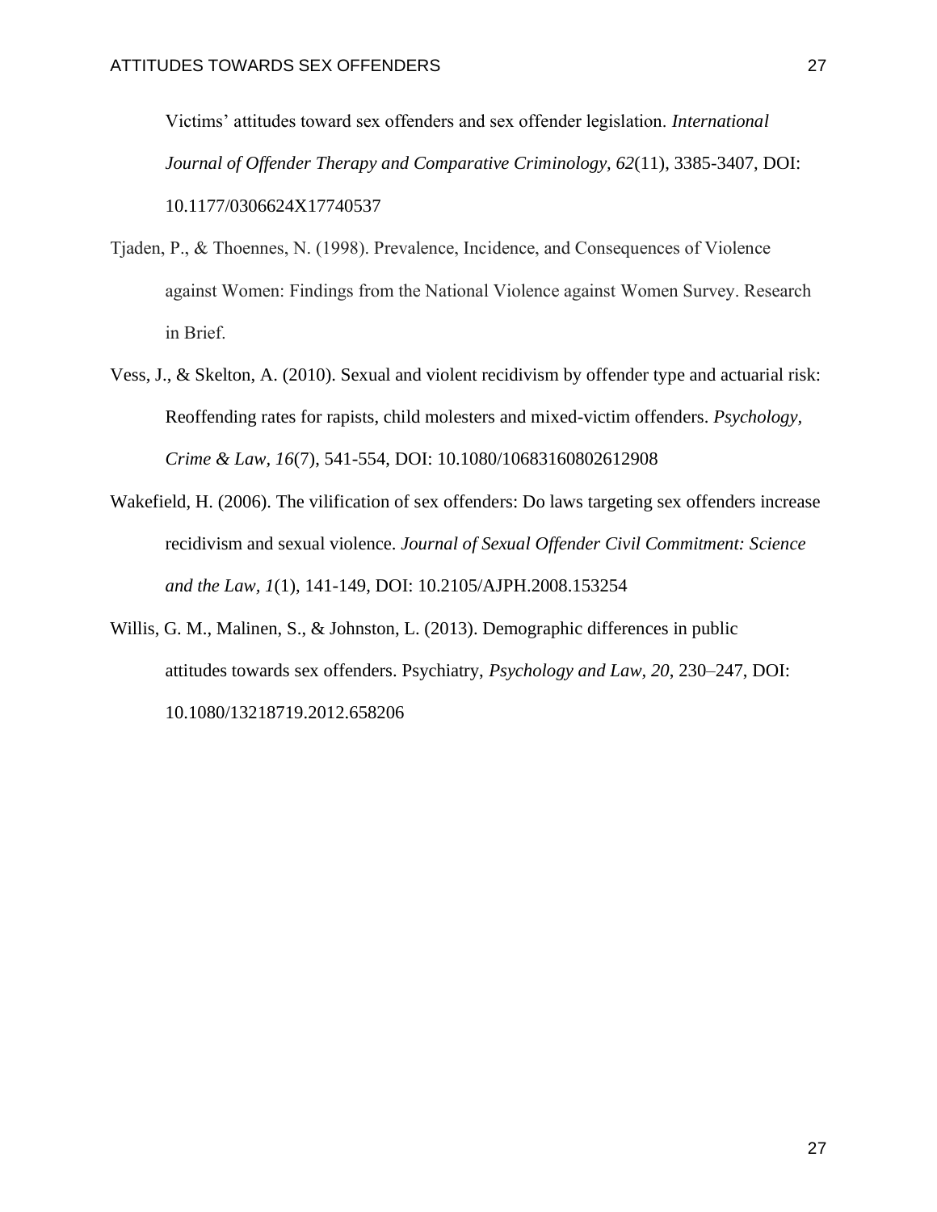Victims' attitudes toward sex offenders and sex offender legislation. *International Journal of Offender Therapy and Comparative Criminology, 62*(11), 3385-3407, DOI: 10.1177/0306624X17740537

Tjaden, P., & Thoennes, N. (1998). Prevalence, Incidence, and Consequences of Violence against Women: Findings from the National Violence against Women Survey. Research in Brief.

Vess, J., & Skelton, A. (2010). Sexual and violent recidivism by offender type and actuarial risk: Reoffending rates for rapists, child molesters and mixed-victim offenders. *Psychology, Crime & Law, 16*(7), 541-554, DOI: 10.1080/10683160802612908

Wakefield, H. (2006). The vilification of sex offenders: Do laws targeting sex offenders increase recidivism and sexual violence. *Journal of Sexual Offender Civil Commitment: Science and the Law, 1*(1), 141-149, DOI: 10.2105/AJPH.2008.153254

Willis, G. M., Malinen, S., & Johnston, L. (2013). Demographic differences in public attitudes towards sex offenders. Psychiatry, *Psychology and Law, 20*, 230–247, DOI: 10.1080/13218719.2012.658206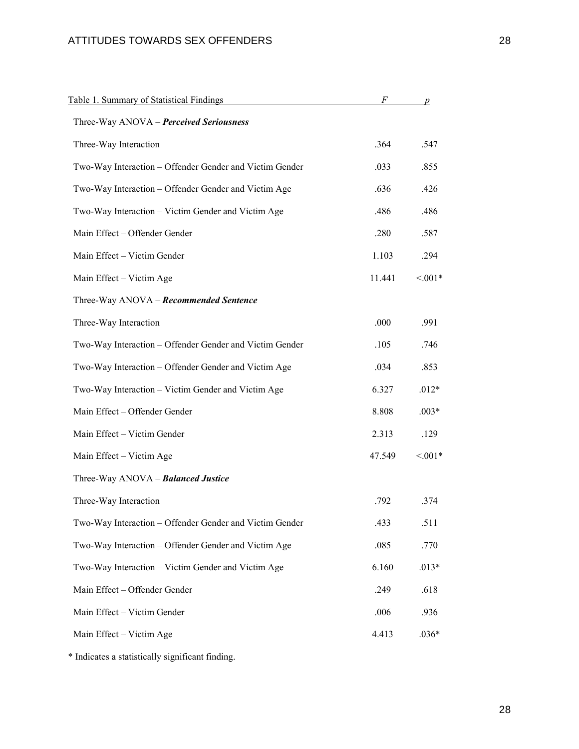| Table 1. Summary of Statistical Findings | *F* | *p* |
|---|---|---|
| Three-Way ANOVA – ***Perceived Seriousness*** | | |
| Three-Way Interaction | .364 | .547 |
| Two-Way Interaction – Offender Gender and Victim Gender | .033 | .855 |
| Two-Way Interaction – Offender Gender and Victim Age | .636 | .426 |
| Two-Way Interaction – Victim Gender and Victim Age | .486 | .486 |
| Main Effect – Offender Gender | .280 | .587 |
| Main Effect – Victim Gender | 1.103 | .294 |
| Main Effect – Victim Age | 11.441 | <.001* |
| Three-Way ANOVA – ***Recommended Sentence*** | | |
| Three-Way Interaction | .000 | .991 |
| Two-Way Interaction – Offender Gender and Victim Gender | .105 | .746 |
| Two-Way Interaction – Offender Gender and Victim Age | .034 | .853 |
| Two-Way Interaction – Victim Gender and Victim Age | 6.327 | .012* |
| Main Effect – Offender Gender | 8.808 | .003* |
| Main Effect – Victim Gender | 2.313 | .129 |
| Main Effect – Victim Age | 47.549 | <.001* |
| Three-Way ANOVA – ***Balanced Justice*** | | |
| Three-Way Interaction | .792 | .374 |
| Two-Way Interaction – Offender Gender and Victim Gender | .433 | .511 |
| Two-Way Interaction – Offender Gender and Victim Age | .085 | .770 |
| Two-Way Interaction – Victim Gender and Victim Age | 6.160 | .013* |
| Main Effect – Offender Gender | .249 | .618 |
| Main Effect – Victim Gender | .006 | .936 |
| Main Effect – Victim Age | 4.413 | .036* |

* Indicates a statistically significant finding.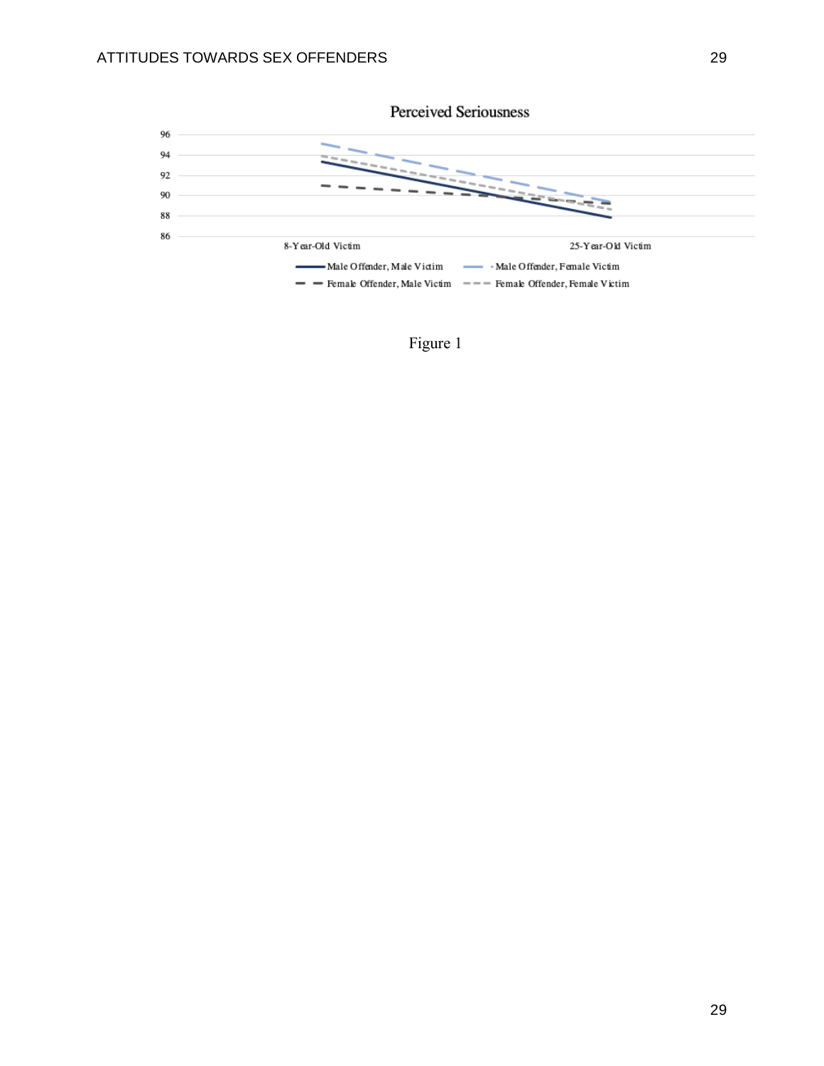Perceived Seriousness

Figure 1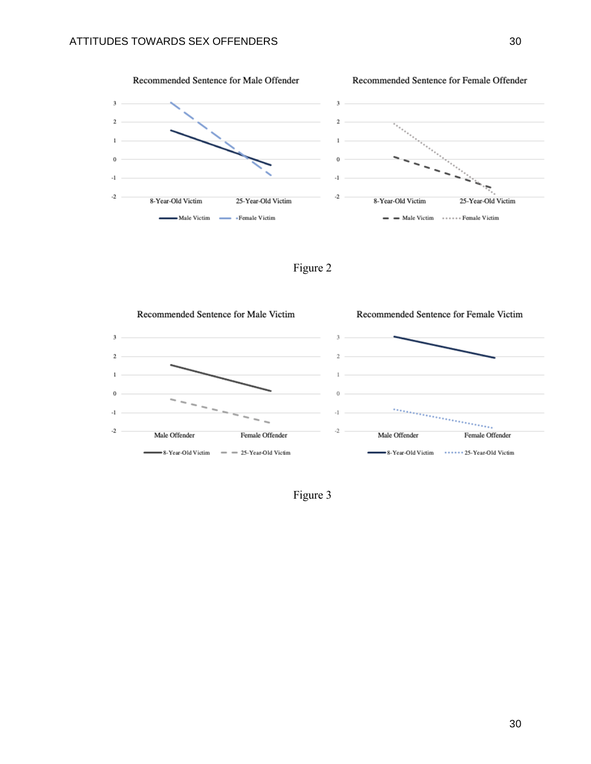Figure 2

Figure 3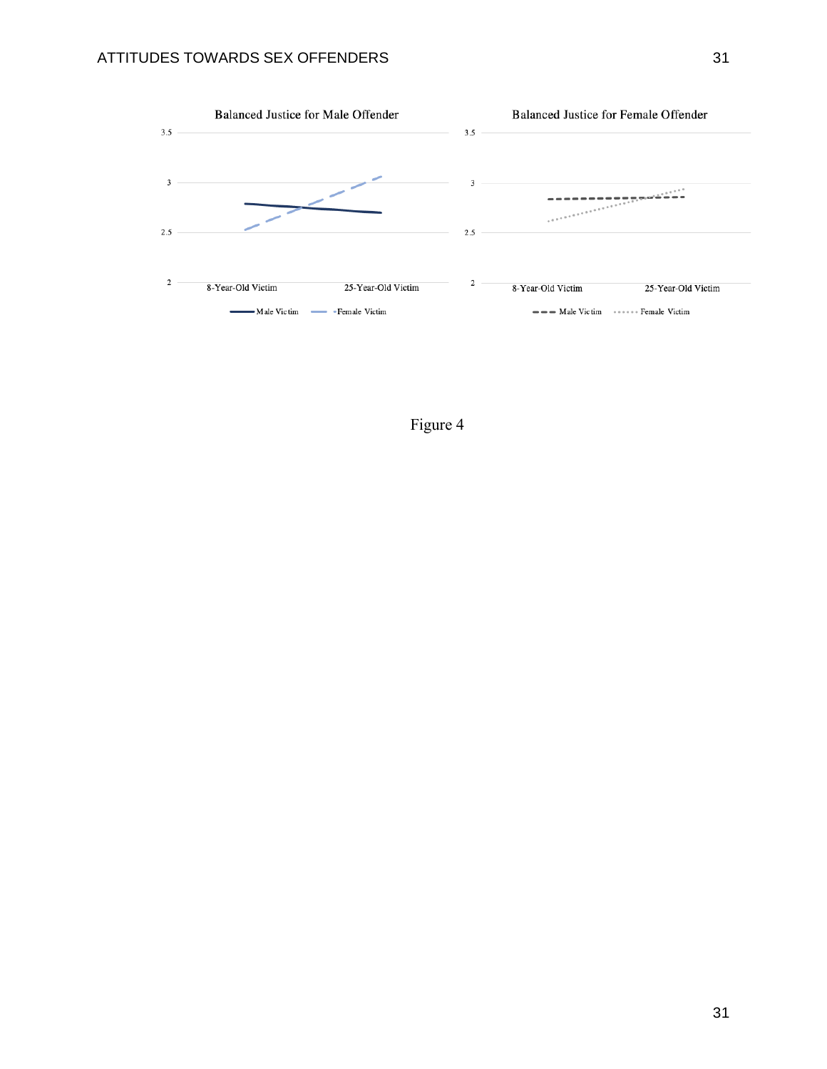Balanced Justice for Male Offender

3.5
3
2.5
2

8-Year-Old Victim
25-Year-Old Victim

Male Victim
Female Victim

Balanced Justice for Female Offender

3.5
3
2.5
2

8-Year-Old Victim
25-Year-Old Victim

Male Victim
Female Victim

Figure 4